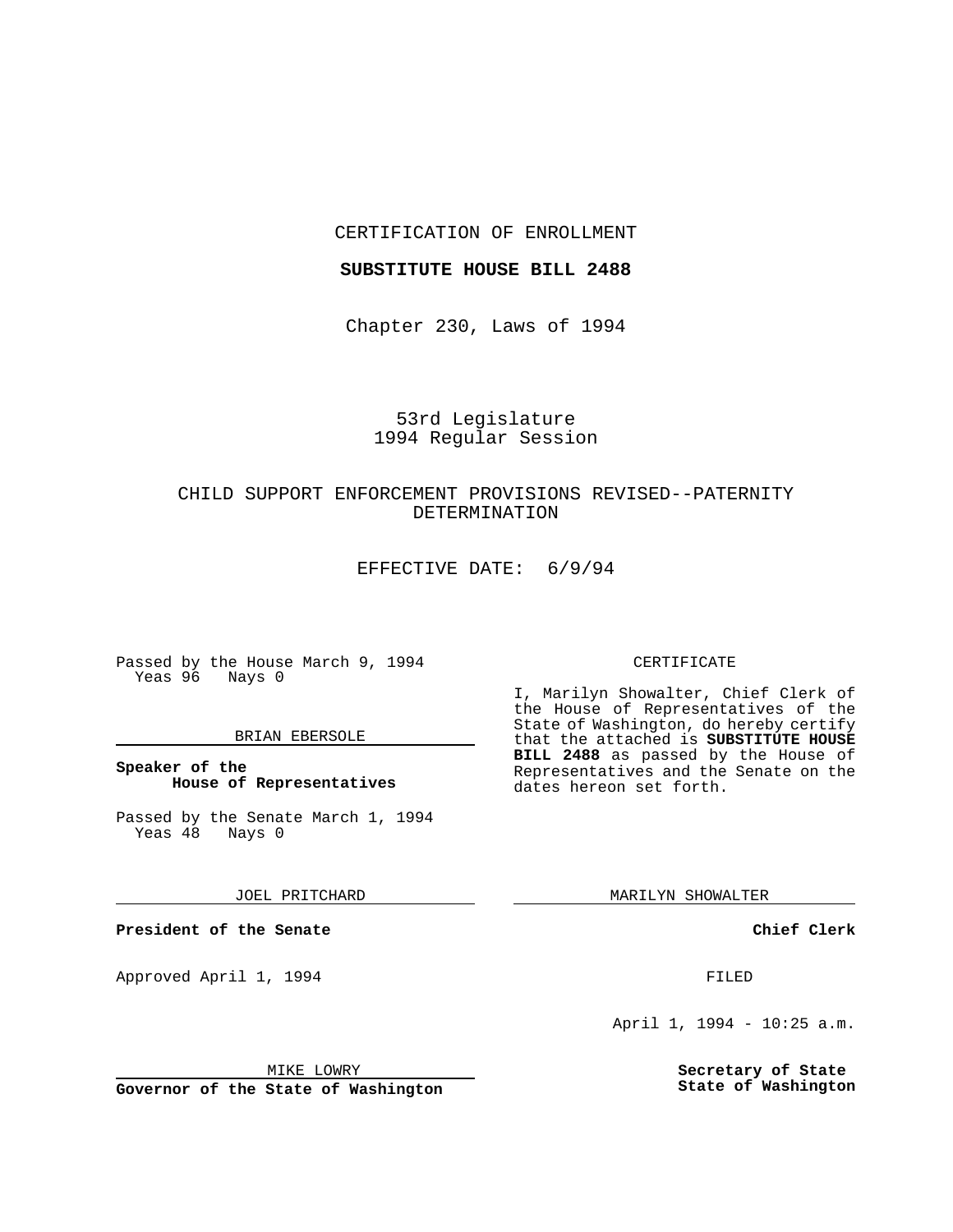CERTIFICATION OF ENROLLMENT

**SUBSTITUTE HOUSE BILL 2488**

Chapter 230, Laws of 1994

53rd Legislature
1994 Regular Session

CHILD SUPPORT ENFORCEMENT PROVISIONS REVISED--PATERNITY DETERMINATION

EFFECTIVE DATE: 6/9/94

Passed by the House March 9, 1994
Yeas 96 Nays 0

BRIAN EBERSOLE

**Speaker of the House of Representatives**

Passed by the Senate March 1, 1994
Yeas 48 Nays 0

JOEL PRITCHARD

**President of the Senate**

Approved April 1, 1994

MIKE LOWRY

**Governor of the State of Washington**

CERTIFICATE

I, Marilyn Showalter, Chief Clerk of the House of Representatives of the State of Washington, do hereby certify that the attached is **SUBSTITUTE HOUSE BILL 2488** as passed by the House of Representatives and the Senate on the dates hereon set forth.

MARILYN SHOWALTER

**Chief Clerk**

FILED

April 1, 1994 - 10:25 a.m.

**Secretary of State**
**State of Washington**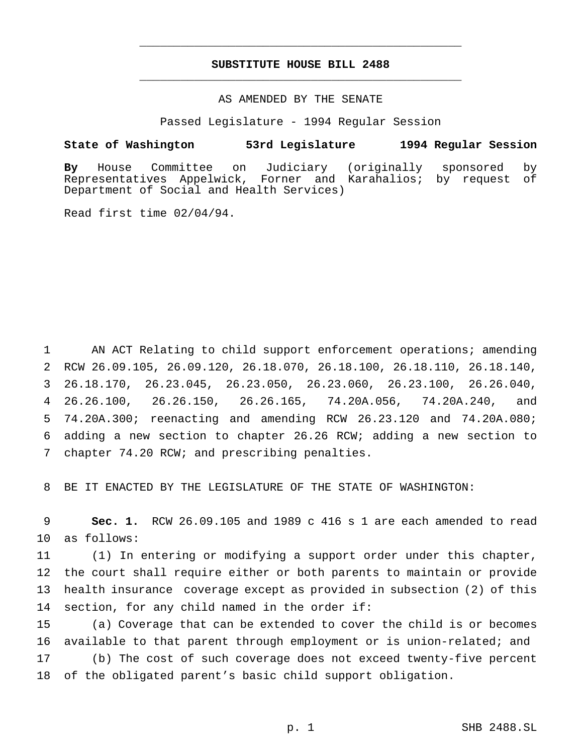# SUBSTITUTE HOUSE BILL 2488

AS AMENDED BY THE SENATE

Passed Legislature - 1994 Regular Session

**State of Washington 53rd Legislature 1994 Regular Session**

**By** House Committee on Judiciary (originally sponsored by Representatives Appelwick, Forner and Karahalios; by request of Department of Social and Health Services)

Read first time 02/04/94.

1 AN ACT Relating to child support enforcement operations; amending
2 RCW 26.09.105, 26.09.120, 26.18.070, 26.18.100, 26.18.110, 26.18.140,
3 26.18.170, 26.23.045, 26.23.050, 26.23.060, 26.23.100, 26.26.040,
4 26.26.100, 26.26.150, 26.26.165, 74.20A.056, 74.20A.240, and
5 74.20A.300; reenacting and amending RCW 26.23.120 and 74.20A.080;
6 adding a new section to chapter 26.26 RCW; adding a new section to
7 chapter 74.20 RCW; and prescribing penalties.

8 BE IT ENACTED BY THE LEGISLATURE OF THE STATE OF WASHINGTON:

9 **Sec. 1.** RCW 26.09.105 and 1989 c 416 s 1 are each amended to read
10 as follows:

11 (1) In entering or modifying a support order under this chapter,
12 the court shall require either or both parents to maintain or provide
13 health insurance coverage except as provided in subsection (2) of this
14 section, for any child named in the order if:

15 (a) Coverage that can be extended to cover the child is or becomes
16 available to that parent through employment or is union-related; and

17 (b) The cost of such coverage does not exceed twenty-five percent
18 of the obligated parent's basic child support obligation.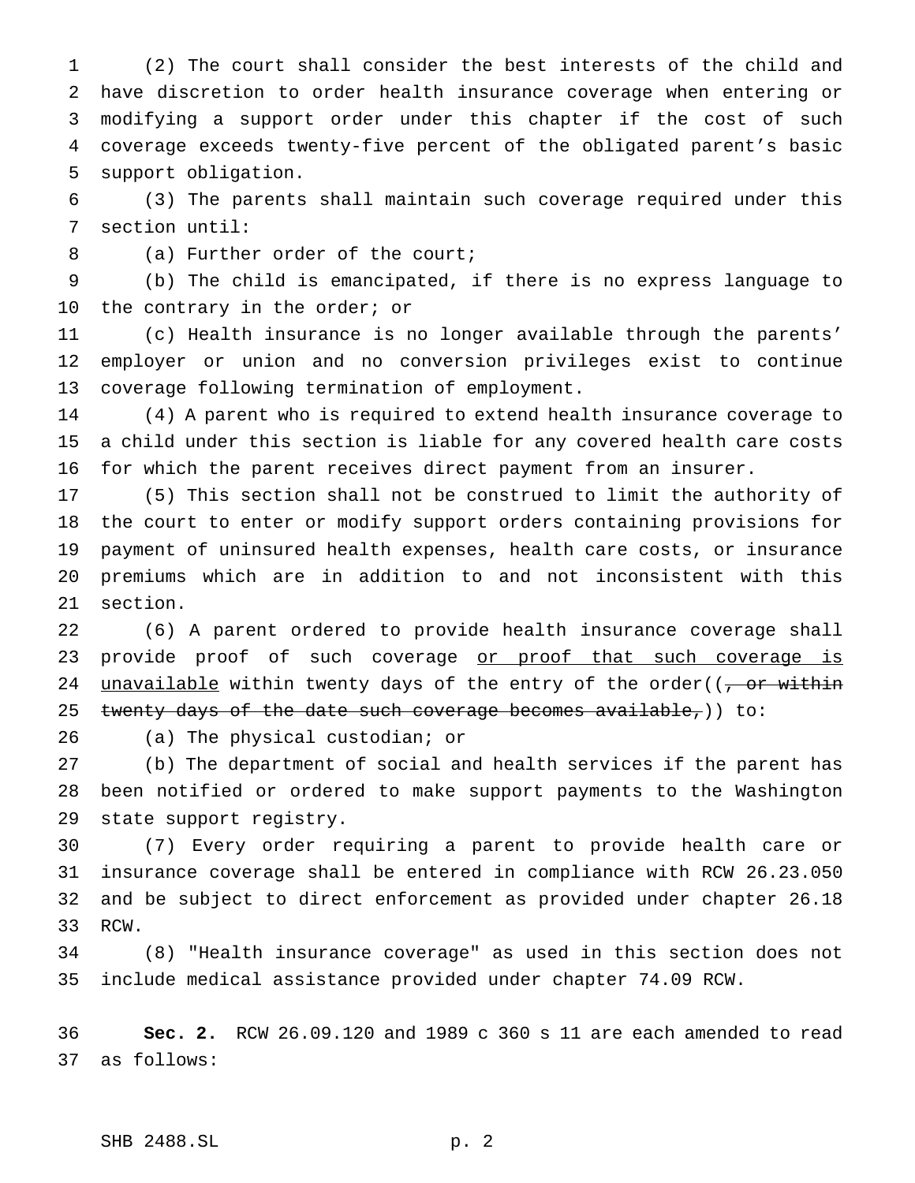(2) The court shall consider the best interests of the child and have discretion to order health insurance coverage when entering or modifying a support order under this chapter if the cost of such coverage exceeds twenty-five percent of the obligated parent's basic support obligation.

(3) The parents shall maintain such coverage required under this section until:

(a) Further order of the court;

(b) The child is emancipated, if there is no express language to the contrary in the order; or

(c) Health insurance is no longer available through the parents' employer or union and no conversion privileges exist to continue coverage following termination of employment.

(4) A parent who is required to extend health insurance coverage to a child under this section is liable for any covered health care costs for which the parent receives direct payment from an insurer.

(5) This section shall not be construed to limit the authority of the court to enter or modify support orders containing provisions for payment of uninsured health expenses, health care costs, or insurance premiums which are in addition to and not inconsistent with this section.

(6) A parent ordered to provide health insurance coverage shall provide proof of such coverage <u>or proof that such coverage is unavailable</u> within twenty days of the entry of the order((~~, or within twenty days of the date such coverage becomes available,~~)) to:

(a) The physical custodian; or

(b) The department of social and health services if the parent has been notified or ordered to make support payments to the Washington state support registry.

(7) Every order requiring a parent to provide health care or insurance coverage shall be entered in compliance with RCW 26.23.050 and be subject to direct enforcement as provided under chapter 26.18 RCW.

(8) "Health insurance coverage" as used in this section does not include medical assistance provided under chapter 74.09 RCW.

**Sec. 2.** RCW 26.09.120 and 1989 c 360 s 11 are each amended to read as follows: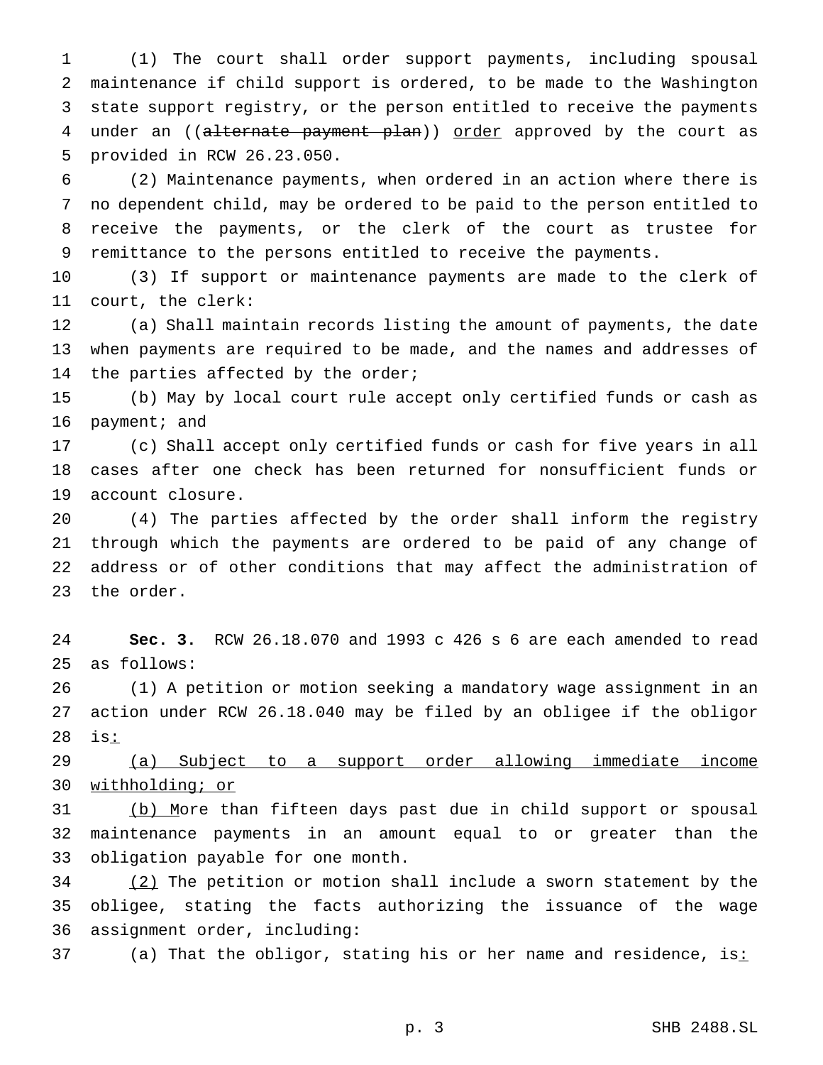(1) The court shall order support payments, including spousal maintenance if child support is ordered, to be made to the Washington state support registry, or the person entitled to receive the payments under an ((~~alternate payment plan~~)) order approved by the court as provided in RCW 26.23.050.

(2) Maintenance payments, when ordered in an action where there is no dependent child, may be ordered to be paid to the person entitled to receive the payments, or the clerk of the court as trustee for remittance to the persons entitled to receive the payments.

(3) If support or maintenance payments are made to the clerk of court, the clerk:

(a) Shall maintain records listing the amount of payments, the date when payments are required to be made, and the names and addresses of the parties affected by the order;

(b) May by local court rule accept only certified funds or cash as payment; and

(c) Shall accept only certified funds or cash for five years in all cases after one check has been returned for nonsufficient funds or account closure.

(4) The parties affected by the order shall inform the registry through which the payments are ordered to be paid of any change of address or of other conditions that may affect the administration of the order.

**Sec. 3.** RCW 26.18.070 and 1993 c 426 s 6 are each amended to read as follows:

(1) A petition or motion seeking a mandatory wage assignment in an action under RCW 26.18.040 may be filed by an obligee if the obligor is:

(a) Subject to a support order allowing immediate income withholding; or

(b) More than fifteen days past due in child support or spousal maintenance payments in an amount equal to or greater than the obligation payable for one month.

(2) The petition or motion shall include a sworn statement by the obligee, stating the facts authorizing the issuance of the wage assignment order, including:

(a) That the obligor, stating his or her name and residence, is: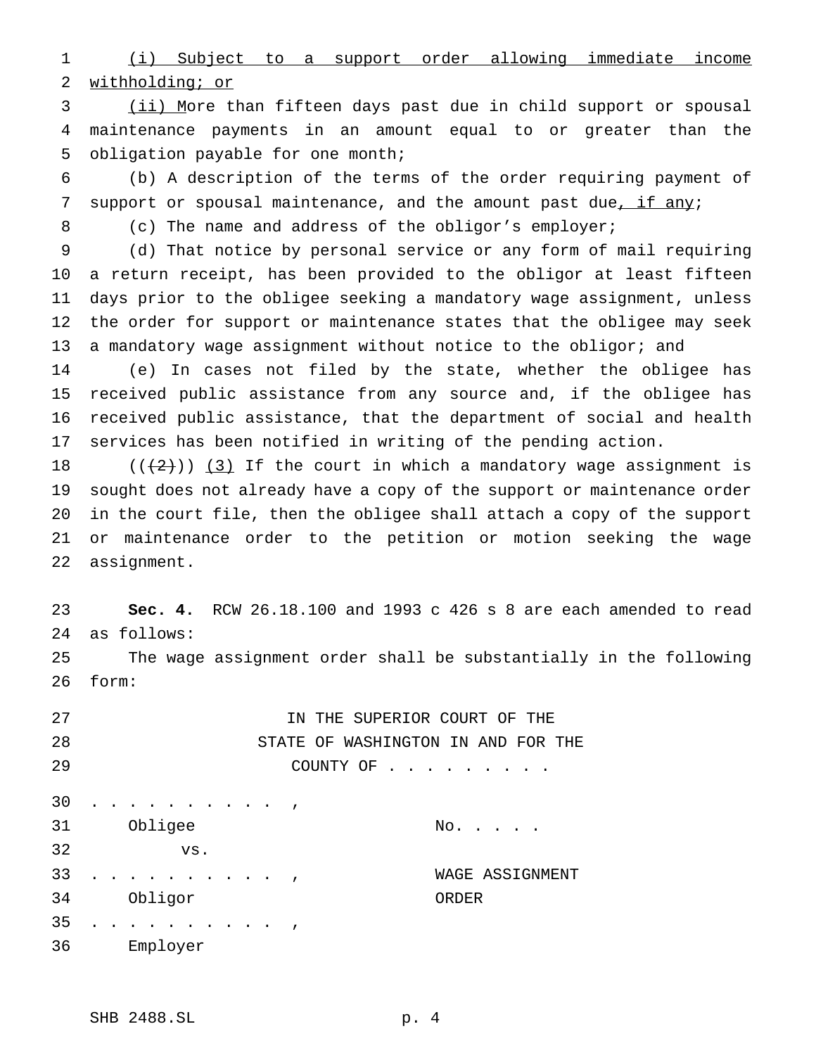(i) Subject to a support order allowing immediate income withholding; or

(ii) More than fifteen days past due in child support or spousal maintenance payments in an amount equal to or greater than the obligation payable for one month;

(b) A description of the terms of the order requiring payment of support or spousal maintenance, and the amount past due, if any;

(c) The name and address of the obligor's employer;

(d) That notice by personal service or any form of mail requiring a return receipt, has been provided to the obligor at least fifteen days prior to the obligee seeking a mandatory wage assignment, unless the order for support or maintenance states that the obligee may seek a mandatory wage assignment without notice to the obligor; and

(e) In cases not filed by the state, whether the obligee has received public assistance from any source and, if the obligee has received public assistance, that the department of social and health services has been notified in writing of the pending action.

(((2))) (3) If the court in which a mandatory wage assignment is sought does not already have a copy of the support or maintenance order in the court file, then the obligee shall attach a copy of the support or maintenance order to the petition or motion seeking the wage assignment.

**Sec. 4.** RCW 26.18.100 and 1993 c 426 s 8 are each amended to read as follows:

The wage assignment order shall be substantially in the following form:

IN THE SUPERIOR COURT OF THE
STATE OF WASHINGTON IN AND FOR THE
COUNTY OF . . . . . . . . .

. . . . . . . . . . ,
Obligee — No. . . . .
vs.
. . . . . . . . . . , — WAGE ASSIGNMENT
Obligor — ORDER
. . . . . . . . . . ,
Employer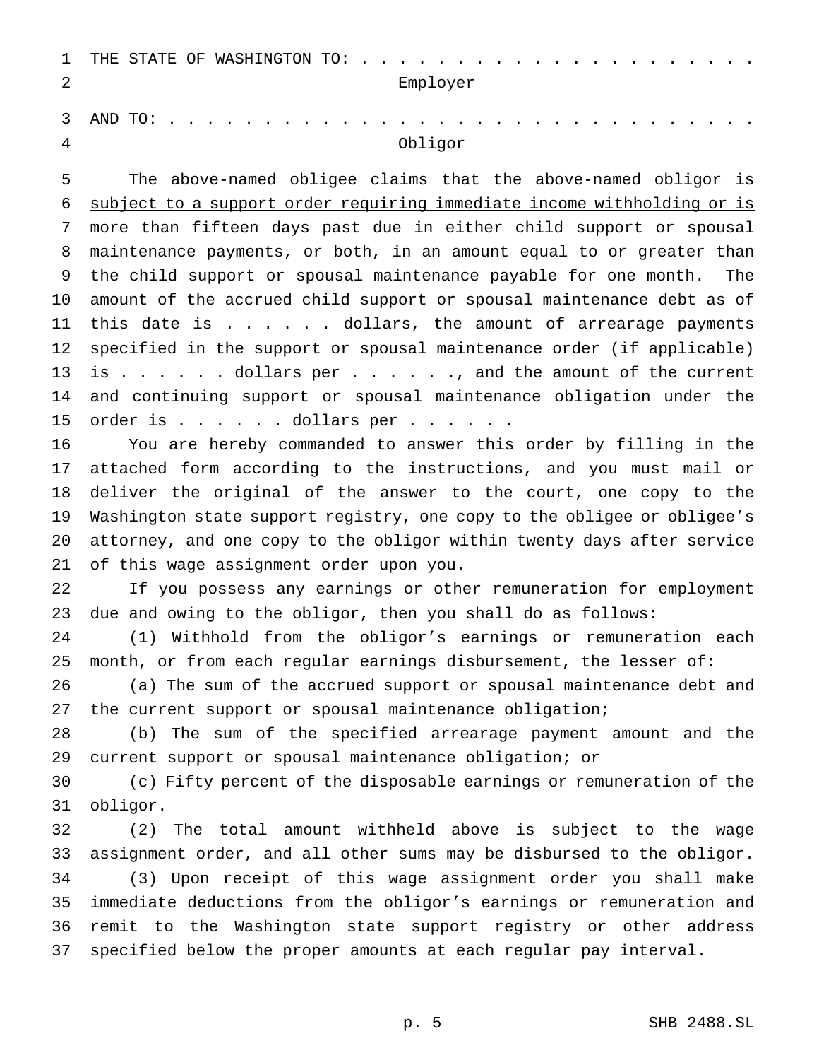THE STATE OF WASHINGTON TO: . . . . . . . . . . . . . . . . . . . . . . .

Employer

AND TO: . . . . . . . . . . . . . . . . . . . . . . . . . . . . . . .

Obligor

The above-named obligee claims that the above-named obligor is <u>subject to a support order requiring immediate income withholding or is</u> more than fifteen days past due in either child support or spousal maintenance payments, or both, in an amount equal to or greater than the child support or spousal maintenance payable for one month. The amount of the accrued child support or spousal maintenance debt as of this date is . . . . . . dollars, the amount of arrearage payments specified in the support or spousal maintenance order (if applicable) is . . . . . . dollars per . . . . . ., and the amount of the current and continuing support or spousal maintenance obligation under the order is . . . . . . dollars per . . . . . .

You are hereby commanded to answer this order by filling in the attached form according to the instructions, and you must mail or deliver the original of the answer to the court, one copy to the Washington state support registry, one copy to the obligee or obligee's attorney, and one copy to the obligor within twenty days after service of this wage assignment order upon you.

If you possess any earnings or other remuneration for employment due and owing to the obligor, then you shall do as follows:

(1) Withhold from the obligor's earnings or remuneration each month, or from each regular earnings disbursement, the lesser of:

(a) The sum of the accrued support or spousal maintenance debt and the current support or spousal maintenance obligation;

(b) The sum of the specified arrearage payment amount and the current support or spousal maintenance obligation; or

(c) Fifty percent of the disposable earnings or remuneration of the obligor.

(2) The total amount withheld above is subject to the wage assignment order, and all other sums may be disbursed to the obligor.

(3) Upon receipt of this wage assignment order you shall make immediate deductions from the obligor's earnings or remuneration and remit to the Washington state support registry or other address specified below the proper amounts at each regular pay interval.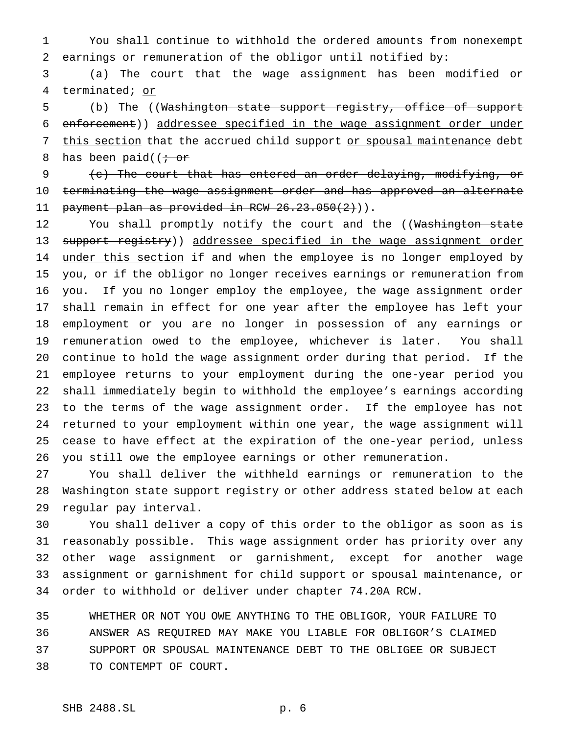You shall continue to withhold the ordered amounts from nonexempt earnings or remuneration of the obligor until notified by:

(a) The court that the wage assignment has been modified or terminated; or

(b) The ((~~Washington state support registry, office of support enforcement~~)) addressee specified in the wage assignment order under this section that the accrued child support or spousal maintenance debt has been paid((~~; or~~

~~(c) The court that has entered an order delaying, modifying, or terminating the wage assignment order and has approved an alternate payment plan as provided in RCW 26.23.050(2)~~)).

You shall promptly notify the court and the ((~~Washington state support registry~~)) addressee specified in the wage assignment order under this section if and when the employee is no longer employed by you, or if the obligor no longer receives earnings or remuneration from you. If you no longer employ the employee, the wage assignment order shall remain in effect for one year after the employee has left your employment or you are no longer in possession of any earnings or remuneration owed to the employee, whichever is later. You shall continue to hold the wage assignment order during that period. If the employee returns to your employment during the one-year period you shall immediately begin to withhold the employee's earnings according to the terms of the wage assignment order. If the employee has not returned to your employment within one year, the wage assignment will cease to have effect at the expiration of the one-year period, unless you still owe the employee earnings or other remuneration.

You shall deliver the withheld earnings or remuneration to the Washington state support registry or other address stated below at each regular pay interval.

You shall deliver a copy of this order to the obligor as soon as is reasonably possible. This wage assignment order has priority over any other wage assignment or garnishment, except for another wage assignment or garnishment for child support or spousal maintenance, or order to withhold or deliver under chapter 74.20A RCW.

WHETHER OR NOT YOU OWE ANYTHING TO THE OBLIGOR, YOUR FAILURE TO ANSWER AS REQUIRED MAY MAKE YOU LIABLE FOR OBLIGOR'S CLAIMED SUPPORT OR SPOUSAL MAINTENANCE DEBT TO THE OBLIGEE OR SUBJECT TO CONTEMPT OF COURT.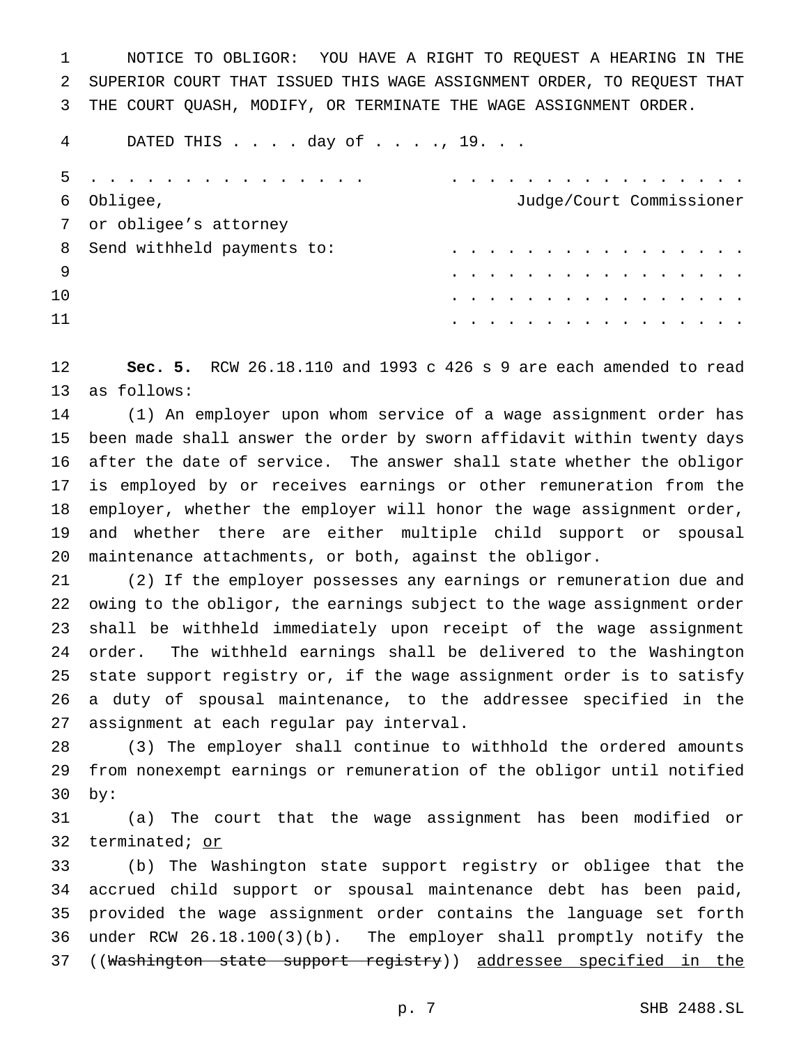NOTICE TO OBLIGOR: YOU HAVE A RIGHT TO REQUEST A HEARING IN THE SUPERIOR COURT THAT ISSUED THIS WAGE ASSIGNMENT ORDER, TO REQUEST THAT THE COURT QUASH, MODIFY, OR TERMINATE THE WAGE ASSIGNMENT ORDER.

DATED THIS . . . . day of . . . ., 19. . .

| | |
|---|---|
| . . . . . . . . . . . . . . . | . . . . . . . . . . . . . . . . |
| Obligee, | Judge/Court Commissioner |
| or obligee's attorney | |
| Send withheld payments to: | . . . . . . . . . . . . . . . . |
| | . . . . . . . . . . . . . . . . |
| | . . . . . . . . . . . . . . . . |
| | . . . . . . . . . . . . . . . . |

**Sec. 5.** RCW 26.18.110 and 1993 c 426 s 9 are each amended to read as follows:

(1) An employer upon whom service of a wage assignment order has been made shall answer the order by sworn affidavit within twenty days after the date of service. The answer shall state whether the obligor is employed by or receives earnings or other remuneration from the employer, whether the employer will honor the wage assignment order, and whether there are either multiple child support or spousal maintenance attachments, or both, against the obligor.

(2) If the employer possesses any earnings or remuneration due and owing to the obligor, the earnings subject to the wage assignment order shall be withheld immediately upon receipt of the wage assignment order. The withheld earnings shall be delivered to the Washington state support registry or, if the wage assignment order is to satisfy a duty of spousal maintenance, to the addressee specified in the assignment at each regular pay interval.

(3) The employer shall continue to withhold the ordered amounts from nonexempt earnings or remuneration of the obligor until notified by:

(a) The court that the wage assignment has been modified or terminated; <u>or</u>

(b) The Washington state support registry or obligee that the accrued child support or spousal maintenance debt has been paid, provided the wage assignment order contains the language set forth under RCW 26.18.100(3)(b). The employer shall promptly notify the ((~~Washington state support registry~~)) <u>addressee specified in the</u>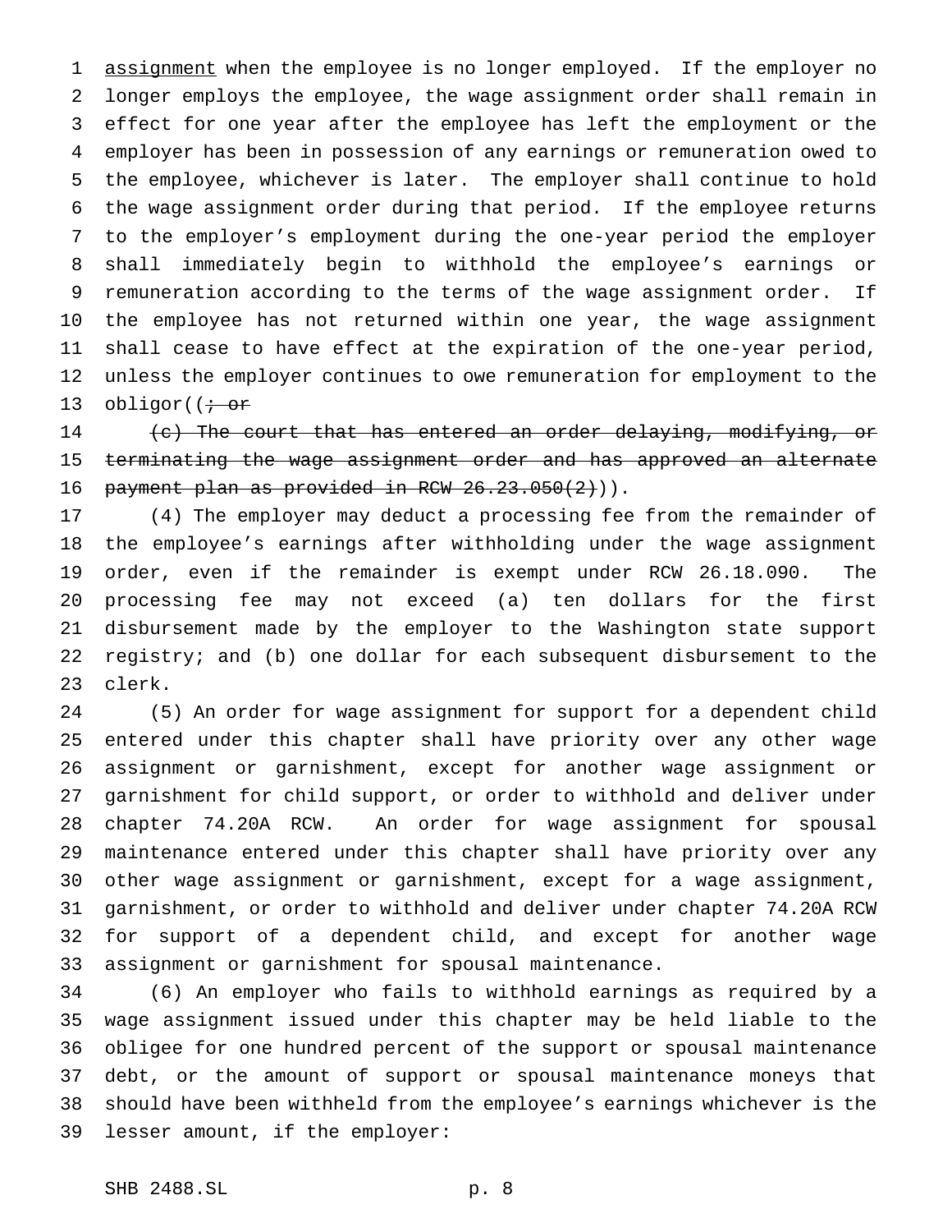assignment when the employee is no longer employed. If the employer no longer employs the employee, the wage assignment order shall remain in effect for one year after the employee has left the employment or the employer has been in possession of any earnings or remuneration owed to the employee, whichever is later. The employer shall continue to hold the wage assignment order during that period. If the employee returns to the employer's employment during the one-year period the employer shall immediately begin to withhold the employee's earnings or remuneration according to the terms of the wage assignment order. If the employee has not returned within one year, the wage assignment shall cease to have effect at the expiration of the one-year period, unless the employer continues to owe remuneration for employment to the obligor((~~; or~~

~~(c) The court that has entered an order delaying, modifying, or terminating the wage assignment order and has approved an alternate payment plan as provided in RCW 26.23.050(2)~~)).

(4) The employer may deduct a processing fee from the remainder of the employee's earnings after withholding under the wage assignment order, even if the remainder is exempt under RCW 26.18.090. The processing fee may not exceed (a) ten dollars for the first disbursement made by the employer to the Washington state support registry; and (b) one dollar for each subsequent disbursement to the clerk.

(5) An order for wage assignment for support for a dependent child entered under this chapter shall have priority over any other wage assignment or garnishment, except for another wage assignment or garnishment for child support, or order to withhold and deliver under chapter 74.20A RCW. An order for wage assignment for spousal maintenance entered under this chapter shall have priority over any other wage assignment or garnishment, except for a wage assignment, garnishment, or order to withhold and deliver under chapter 74.20A RCW for support of a dependent child, and except for another wage assignment or garnishment for spousal maintenance.

(6) An employer who fails to withhold earnings as required by a wage assignment issued under this chapter may be held liable to the obligee for one hundred percent of the support or spousal maintenance debt, or the amount of support or spousal maintenance moneys that should have been withheld from the employee's earnings whichever is the lesser amount, if the employer: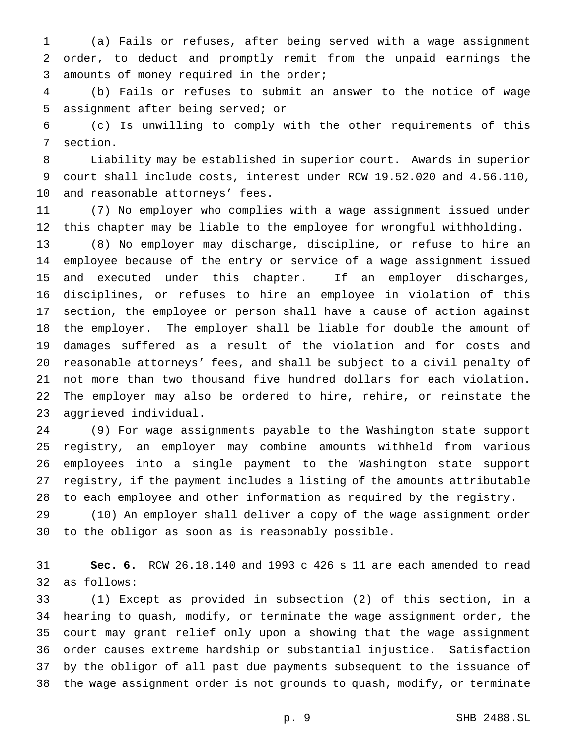(a) Fails or refuses, after being served with a wage assignment order, to deduct and promptly remit from the unpaid earnings the amounts of money required in the order;

(b) Fails or refuses to submit an answer to the notice of wage assignment after being served; or

(c) Is unwilling to comply with the other requirements of this section.

Liability may be established in superior court. Awards in superior court shall include costs, interest under RCW 19.52.020 and 4.56.110, and reasonable attorneys' fees.

(7) No employer who complies with a wage assignment issued under this chapter may be liable to the employee for wrongful withholding.

(8) No employer may discharge, discipline, or refuse to hire an employee because of the entry or service of a wage assignment issued and executed under this chapter. If an employer discharges, disciplines, or refuses to hire an employee in violation of this section, the employee or person shall have a cause of action against the employer. The employer shall be liable for double the amount of damages suffered as a result of the violation and for costs and reasonable attorneys' fees, and shall be subject to a civil penalty of not more than two thousand five hundred dollars for each violation. The employer may also be ordered to hire, rehire, or reinstate the aggrieved individual.

(9) For wage assignments payable to the Washington state support registry, an employer may combine amounts withheld from various employees into a single payment to the Washington state support registry, if the payment includes a listing of the amounts attributable to each employee and other information as required by the registry.

(10) An employer shall deliver a copy of the wage assignment order to the obligor as soon as is reasonably possible.

**Sec. 6.** RCW 26.18.140 and 1993 c 426 s 11 are each amended to read as follows:

(1) Except as provided in subsection (2) of this section, in a hearing to quash, modify, or terminate the wage assignment order, the court may grant relief only upon a showing that the wage assignment order causes extreme hardship or substantial injustice. Satisfaction by the obligor of all past due payments subsequent to the issuance of the wage assignment order is not grounds to quash, modify, or terminate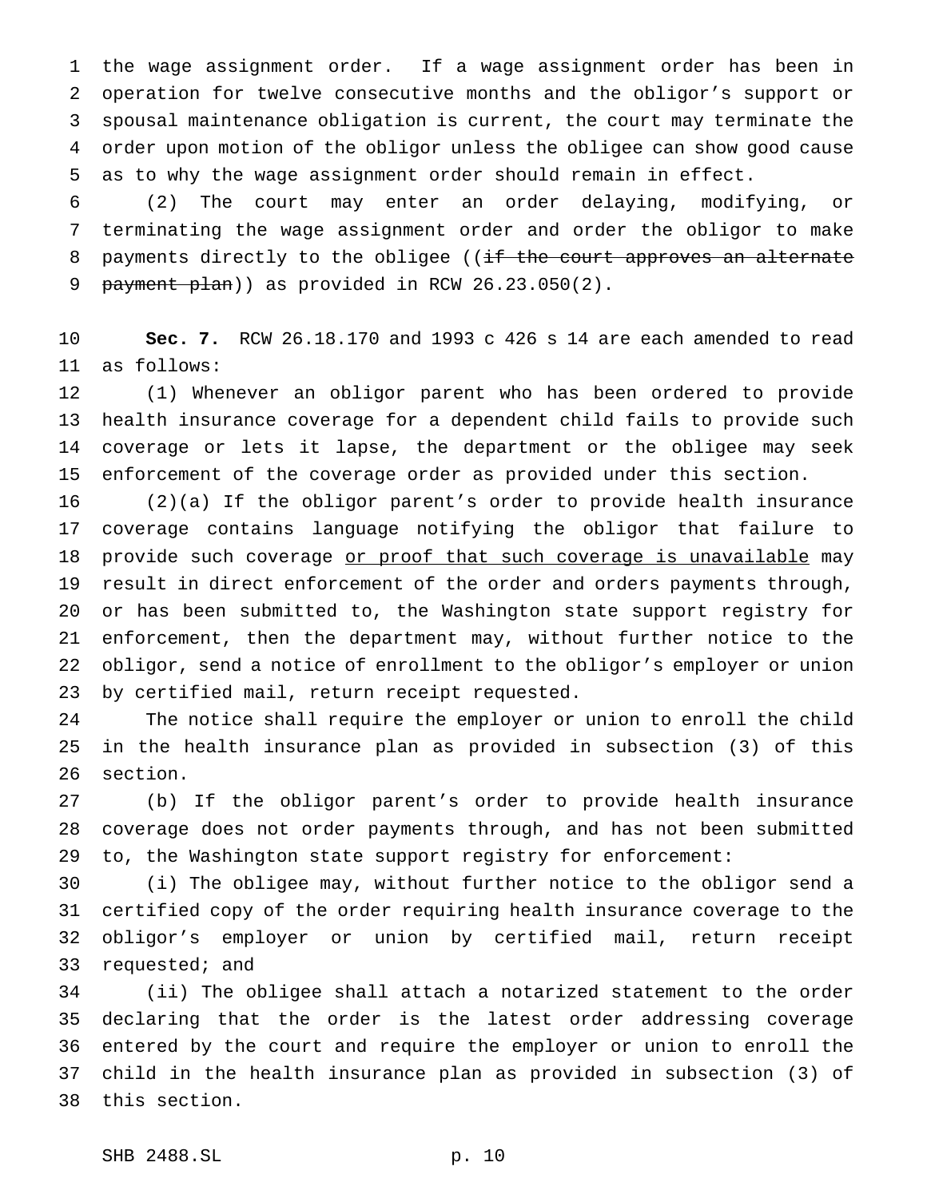the wage assignment order. If a wage assignment order has been in operation for twelve consecutive months and the obligor's support or spousal maintenance obligation is current, the court may terminate the order upon motion of the obligor unless the obligee can show good cause as to why the wage assignment order should remain in effect.

(2) The court may enter an order delaying, modifying, or terminating the wage assignment order and order the obligor to make payments directly to the obligee ((~~if the court approves an alternate payment plan~~)) as provided in RCW 26.23.050(2).

**Sec. 7.** RCW 26.18.170 and 1993 c 426 s 14 are each amended to read as follows:

(1) Whenever an obligor parent who has been ordered to provide health insurance coverage for a dependent child fails to provide such coverage or lets it lapse, the department or the obligee may seek enforcement of the coverage order as provided under this section.

(2)(a) If the obligor parent's order to provide health insurance coverage contains language notifying the obligor that failure to provide such coverage <u>or proof that such coverage is unavailable</u> may result in direct enforcement of the order and orders payments through, or has been submitted to, the Washington state support registry for enforcement, then the department may, without further notice to the obligor, send a notice of enrollment to the obligor's employer or union by certified mail, return receipt requested.

The notice shall require the employer or union to enroll the child in the health insurance plan as provided in subsection (3) of this section.

(b) If the obligor parent's order to provide health insurance coverage does not order payments through, and has not been submitted to, the Washington state support registry for enforcement:

(i) The obligee may, without further notice to the obligor send a certified copy of the order requiring health insurance coverage to the obligor's employer or union by certified mail, return receipt requested; and

(ii) The obligee shall attach a notarized statement to the order declaring that the order is the latest order addressing coverage entered by the court and require the employer or union to enroll the child in the health insurance plan as provided in subsection (3) of this section.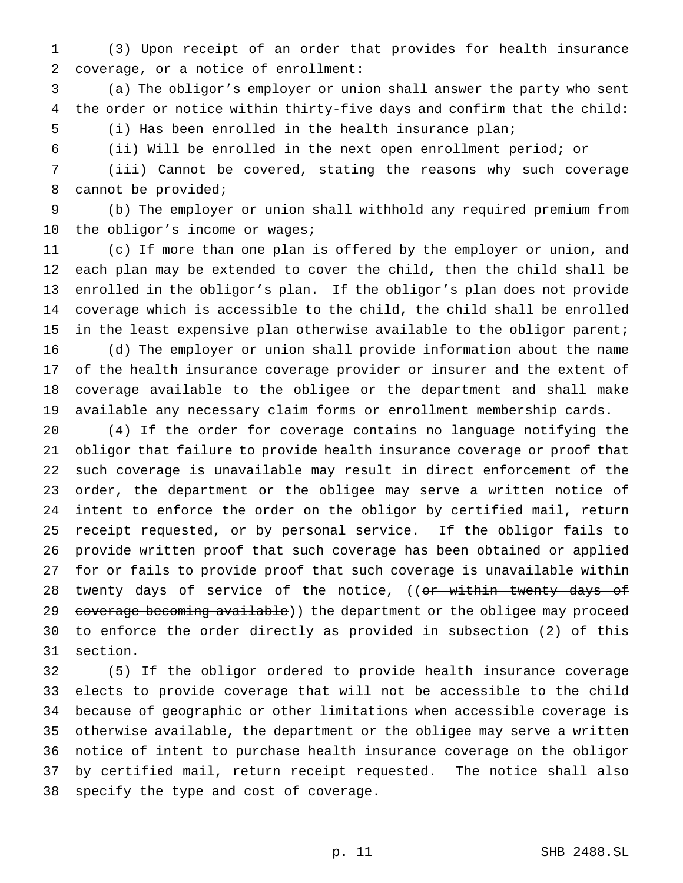(3) Upon receipt of an order that provides for health insurance coverage, or a notice of enrollment:

(a) The obligor's employer or union shall answer the party who sent the order or notice within thirty-five days and confirm that the child:

(i) Has been enrolled in the health insurance plan;

(ii) Will be enrolled in the next open enrollment period; or

(iii) Cannot be covered, stating the reasons why such coverage cannot be provided;

(b) The employer or union shall withhold any required premium from the obligor's income or wages;

(c) If more than one plan is offered by the employer or union, and each plan may be extended to cover the child, then the child shall be enrolled in the obligor's plan. If the obligor's plan does not provide coverage which is accessible to the child, the child shall be enrolled in the least expensive plan otherwise available to the obligor parent;

(d) The employer or union shall provide information about the name of the health insurance coverage provider or insurer and the extent of coverage available to the obligee or the department and shall make available any necessary claim forms or enrollment membership cards.

(4) If the order for coverage contains no language notifying the obligor that failure to provide health insurance coverage <u>or proof that such coverage is unavailable</u> may result in direct enforcement of the order, the department or the obligee may serve a written notice of intent to enforce the order on the obligor by certified mail, return receipt requested, or by personal service. If the obligor fails to provide written proof that such coverage has been obtained or applied for <u>or fails to provide proof that such coverage is unavailable</u> within twenty days of service of the notice, ((~~or within twenty days of coverage becoming available~~)) the department or the obligee may proceed to enforce the order directly as provided in subsection (2) of this section.

(5) If the obligor ordered to provide health insurance coverage elects to provide coverage that will not be accessible to the child because of geographic or other limitations when accessible coverage is otherwise available, the department or the obligee may serve a written notice of intent to purchase health insurance coverage on the obligor by certified mail, return receipt requested. The notice shall also specify the type and cost of coverage.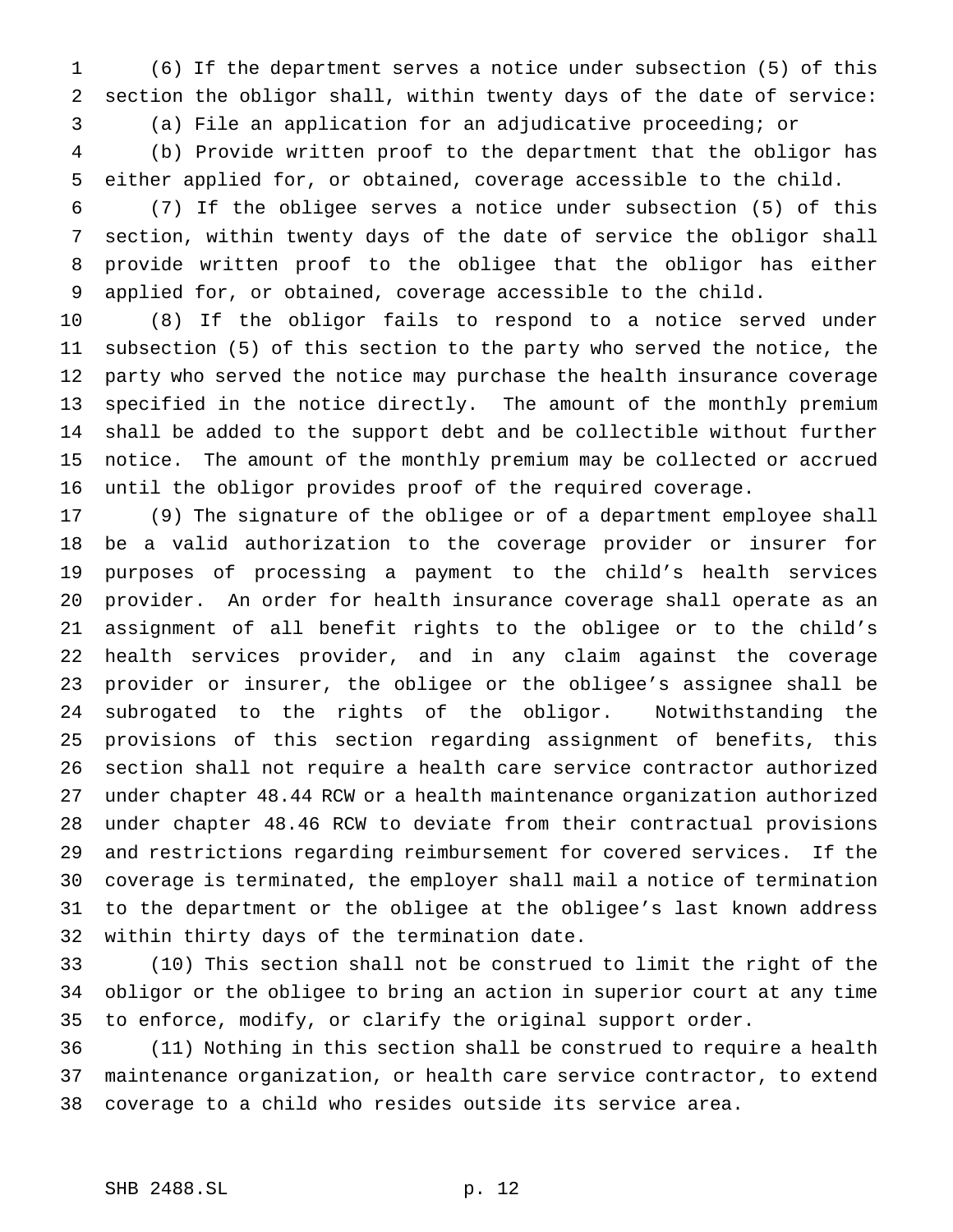(6) If the department serves a notice under subsection (5) of this section the obligor shall, within twenty days of the date of service:

(a) File an application for an adjudicative proceeding; or

(b) Provide written proof to the department that the obligor has either applied for, or obtained, coverage accessible to the child.

(7) If the obligee serves a notice under subsection (5) of this section, within twenty days of the date of service the obligor shall provide written proof to the obligee that the obligor has either applied for, or obtained, coverage accessible to the child.

(8) If the obligor fails to respond to a notice served under subsection (5) of this section to the party who served the notice, the party who served the notice may purchase the health insurance coverage specified in the notice directly. The amount of the monthly premium shall be added to the support debt and be collectible without further notice. The amount of the monthly premium may be collected or accrued until the obligor provides proof of the required coverage.

(9) The signature of the obligee or of a department employee shall be a valid authorization to the coverage provider or insurer for purposes of processing a payment to the child's health services provider. An order for health insurance coverage shall operate as an assignment of all benefit rights to the obligee or to the child's health services provider, and in any claim against the coverage provider or insurer, the obligee or the obligee's assignee shall be subrogated to the rights of the obligor. Notwithstanding the provisions of this section regarding assignment of benefits, this section shall not require a health care service contractor authorized under chapter 48.44 RCW or a health maintenance organization authorized under chapter 48.46 RCW to deviate from their contractual provisions and restrictions regarding reimbursement for covered services. If the coverage is terminated, the employer shall mail a notice of termination to the department or the obligee at the obligee's last known address within thirty days of the termination date.

(10) This section shall not be construed to limit the right of the obligor or the obligee to bring an action in superior court at any time to enforce, modify, or clarify the original support order.

(11) Nothing in this section shall be construed to require a health maintenance organization, or health care service contractor, to extend coverage to a child who resides outside its service area.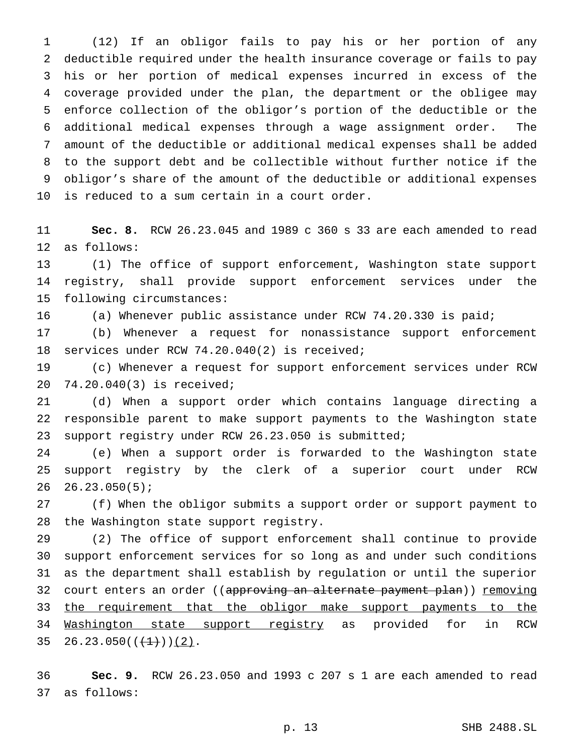(12) If an obligor fails to pay his or her portion of any deductible required under the health insurance coverage or fails to pay his or her portion of medical expenses incurred in excess of the coverage provided under the plan, the department or the obligee may enforce collection of the obligor's portion of the deductible or the additional medical expenses through a wage assignment order. The amount of the deductible or additional medical expenses shall be added to the support debt and be collectible without further notice if the obligor's share of the amount of the deductible or additional expenses is reduced to a sum certain in a court order.

**Sec. 8.** RCW 26.23.045 and 1989 c 360 s 33 are each amended to read as follows:

(1) The office of support enforcement, Washington state support registry, shall provide support enforcement services under the following circumstances:

(a) Whenever public assistance under RCW 74.20.330 is paid;

(b) Whenever a request for nonassistance support enforcement services under RCW 74.20.040(2) is received;

(c) Whenever a request for support enforcement services under RCW 74.20.040(3) is received;

(d) When a support order which contains language directing a responsible parent to make support payments to the Washington state support registry under RCW 26.23.050 is submitted;

(e) When a support order is forwarded to the Washington state support registry by the clerk of a superior court under RCW 26.23.050(5);

(f) When the obligor submits a support order or support payment to the Washington state support registry.

(2) The office of support enforcement shall continue to provide support enforcement services for so long as and under such conditions as the department shall establish by regulation or until the superior court enters an order ((~~approving an alternate payment plan~~)) <u>removing the requirement that the obligor make support payments to the Washington state support registry</u> as provided for in RCW 26.23.050((~~(1)~~))<u>(2)</u>.

**Sec. 9.** RCW 26.23.050 and 1993 c 207 s 1 are each amended to read as follows: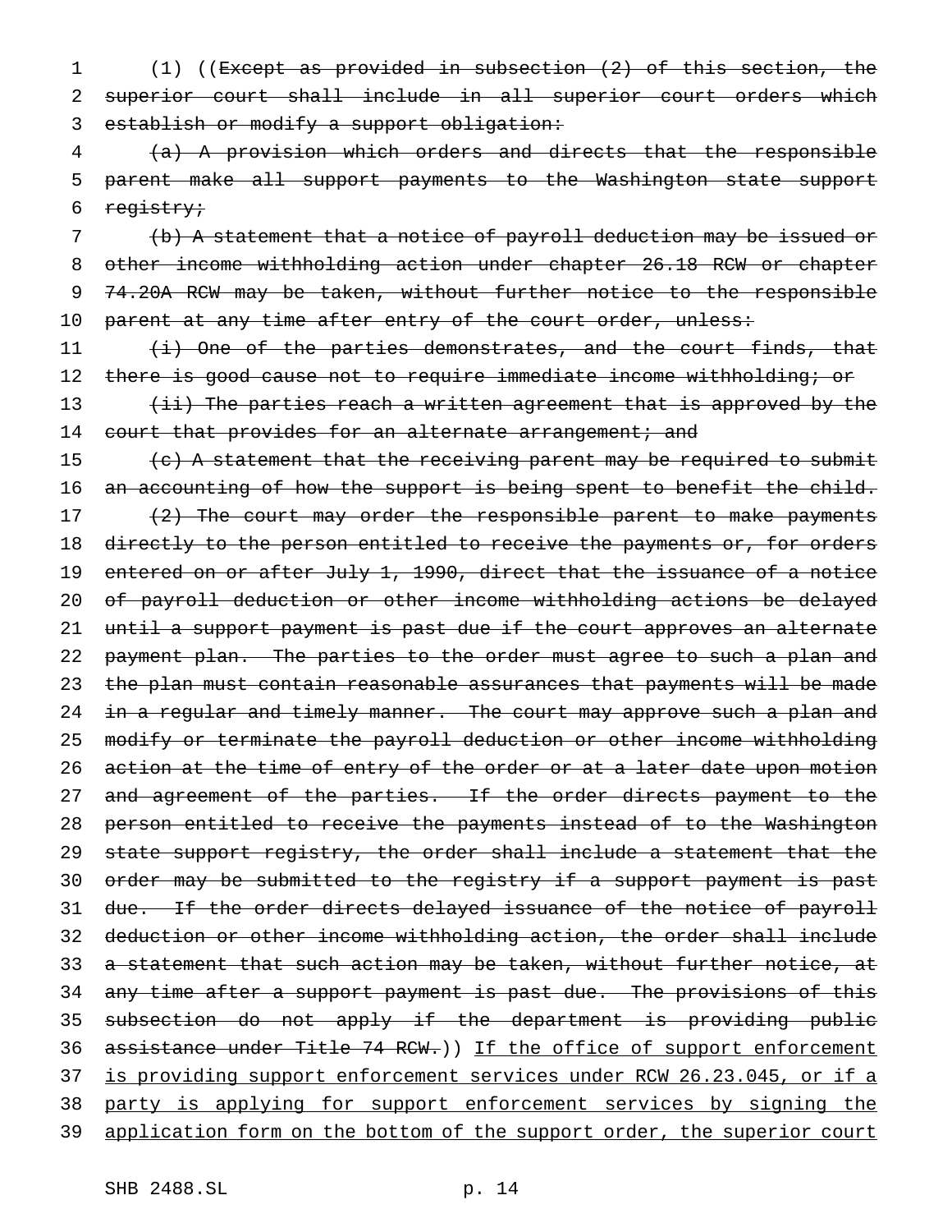(1) ((~~Except as provided in subsection (2) of this section, the superior court shall include in all superior court orders which establish or modify a support obligation:~~

~~(a) A provision which orders and directs that the responsible parent make all support payments to the Washington state support registry;~~

~~(b) A statement that a notice of payroll deduction may be issued or other income withholding action under chapter 26.18 RCW or chapter 74.20A RCW may be taken, without further notice to the responsible parent at any time after entry of the court order, unless:~~

~~(i) One of the parties demonstrates, and the court finds, that there is good cause not to require immediate income withholding; or~~

~~(ii) The parties reach a written agreement that is approved by the court that provides for an alternate arrangement; and~~

~~(c) A statement that the receiving parent may be required to submit an accounting of how the support is being spent to benefit the child.~~

~~(2) The court may order the responsible parent to make payments directly to the person entitled to receive the payments or, for orders entered on or after July 1, 1990, direct that the issuance of a notice of payroll deduction or other income withholding actions be delayed until a support payment is past due if the court approves an alternate payment plan. The parties to the order must agree to such a plan and the plan must contain reasonable assurances that payments will be made in a regular and timely manner. The court may approve such a plan and modify or terminate the payroll deduction or other income withholding action at the time of entry of the order or at a later date upon motion and agreement of the parties. If the order directs payment to the person entitled to receive the payments instead of to the Washington state support registry, the order shall include a statement that the order may be submitted to the registry if a support payment is past due. If the order directs delayed issuance of the notice of payroll deduction or other income withholding action, the order shall include a statement that such action may be taken, without further notice, at any time after a support payment is past due. The provisions of this subsection do not apply if the department is providing public assistance under Title 74 RCW.~~)) <u>If the office of support enforcement is providing support enforcement services under RCW 26.23.045, or if a party is applying for support enforcement services by signing the application form on the bottom of the support order, the superior court</u>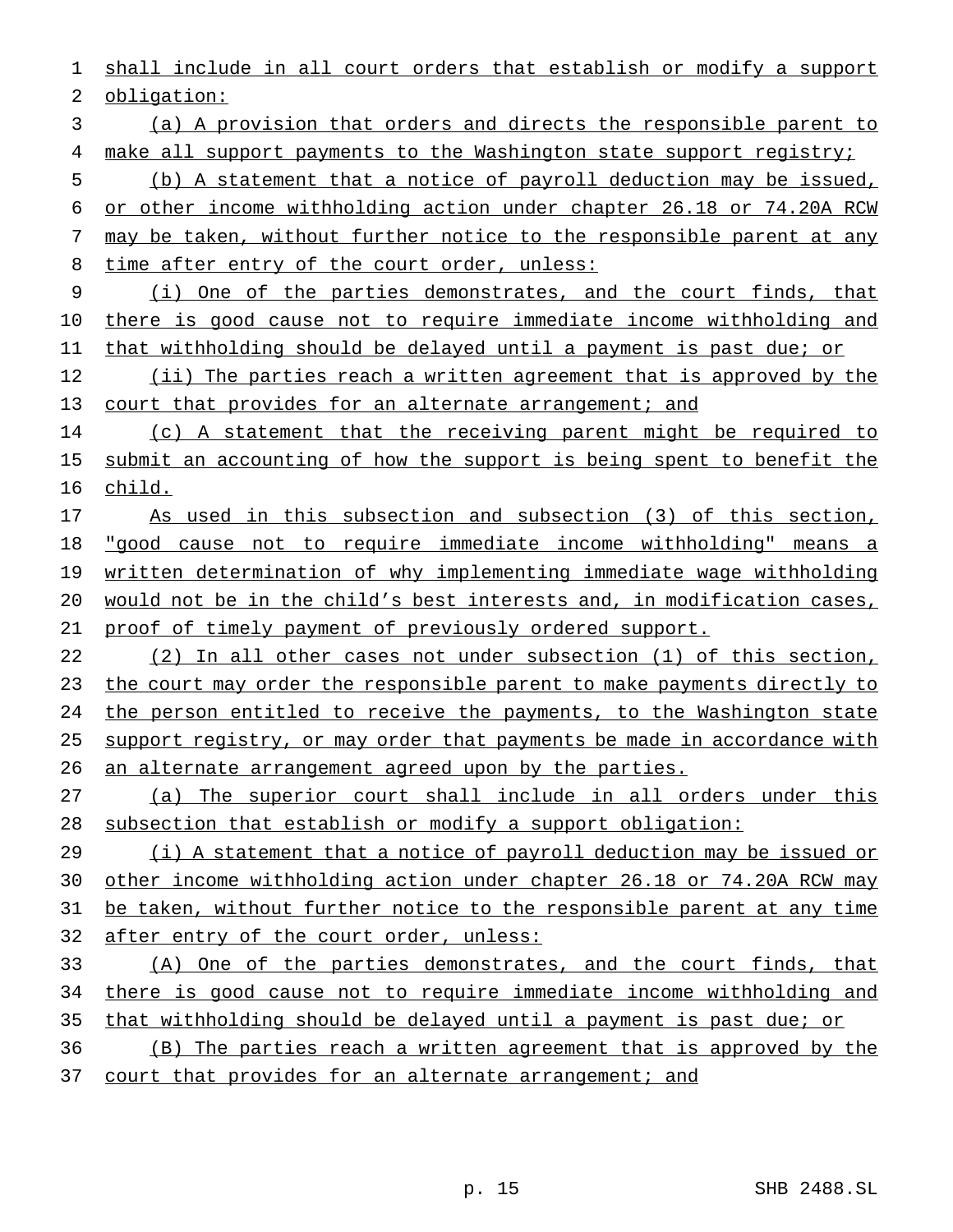shall include in all court orders that establish or modify a support obligation:

(a) A provision that orders and directs the responsible parent to make all support payments to the Washington state support registry;

(b) A statement that a notice of payroll deduction may be issued, or other income withholding action under chapter 26.18 or 74.20A RCW may be taken, without further notice to the responsible parent at any time after entry of the court order, unless:

(i) One of the parties demonstrates, and the court finds, that there is good cause not to require immediate income withholding and that withholding should be delayed until a payment is past due; or

(ii) The parties reach a written agreement that is approved by the court that provides for an alternate arrangement; and

(c) A statement that the receiving parent might be required to submit an accounting of how the support is being spent to benefit the child.

As used in this subsection and subsection (3) of this section, "good cause not to require immediate income withholding" means a written determination of why implementing immediate wage withholding would not be in the child's best interests and, in modification cases, proof of timely payment of previously ordered support.

(2) In all other cases not under subsection (1) of this section, the court may order the responsible parent to make payments directly to the person entitled to receive the payments, to the Washington state support registry, or may order that payments be made in accordance with an alternate arrangement agreed upon by the parties.

(a) The superior court shall include in all orders under this subsection that establish or modify a support obligation:

(i) A statement that a notice of payroll deduction may be issued or other income withholding action under chapter 26.18 or 74.20A RCW may be taken, without further notice to the responsible parent at any time after entry of the court order, unless:

(A) One of the parties demonstrates, and the court finds, that there is good cause not to require immediate income withholding and that withholding should be delayed until a payment is past due; or

(B) The parties reach a written agreement that is approved by the court that provides for an alternate arrangement; and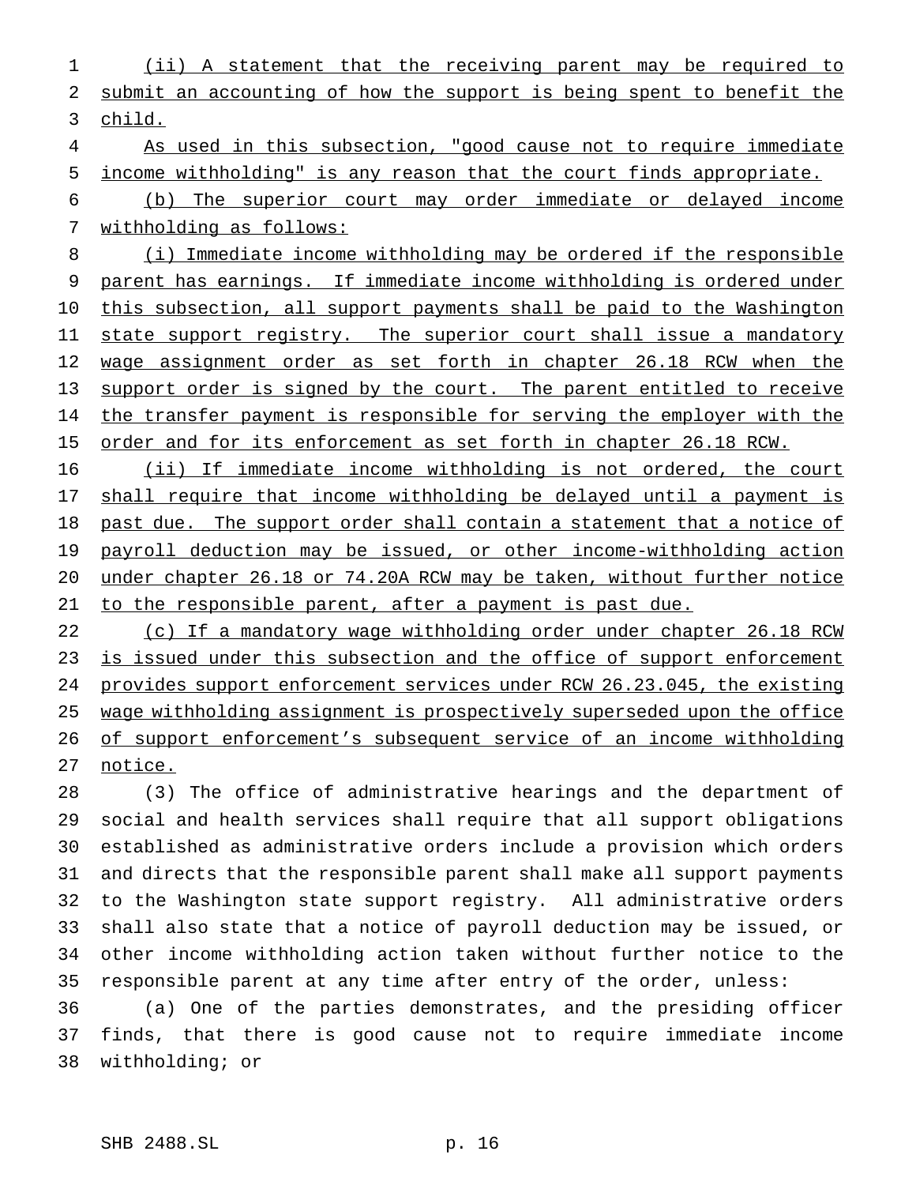(ii) A statement that the receiving parent may be required to submit an accounting of how the support is being spent to benefit the child.

As used in this subsection, "good cause not to require immediate income withholding" is any reason that the court finds appropriate.

(b) The superior court may order immediate or delayed income withholding as follows:

(i) Immediate income withholding may be ordered if the responsible parent has earnings. If immediate income withholding is ordered under this subsection, all support payments shall be paid to the Washington state support registry. The superior court shall issue a mandatory wage assignment order as set forth in chapter 26.18 RCW when the support order is signed by the court. The parent entitled to receive the transfer payment is responsible for serving the employer with the order and for its enforcement as set forth in chapter 26.18 RCW.

(ii) If immediate income withholding is not ordered, the court shall require that income withholding be delayed until a payment is past due. The support order shall contain a statement that a notice of payroll deduction may be issued, or other income-withholding action under chapter 26.18 or 74.20A RCW may be taken, without further notice to the responsible parent, after a payment is past due.

(c) If a mandatory wage withholding order under chapter 26.18 RCW is issued under this subsection and the office of support enforcement provides support enforcement services under RCW 26.23.045, the existing wage withholding assignment is prospectively superseded upon the office of support enforcement's subsequent service of an income withholding notice.

(3) The office of administrative hearings and the department of social and health services shall require that all support obligations established as administrative orders include a provision which orders and directs that the responsible parent shall make all support payments to the Washington state support registry. All administrative orders shall also state that a notice of payroll deduction may be issued, or other income withholding action taken without further notice to the responsible parent at any time after entry of the order, unless:

(a) One of the parties demonstrates, and the presiding officer finds, that there is good cause not to require immediate income withholding; or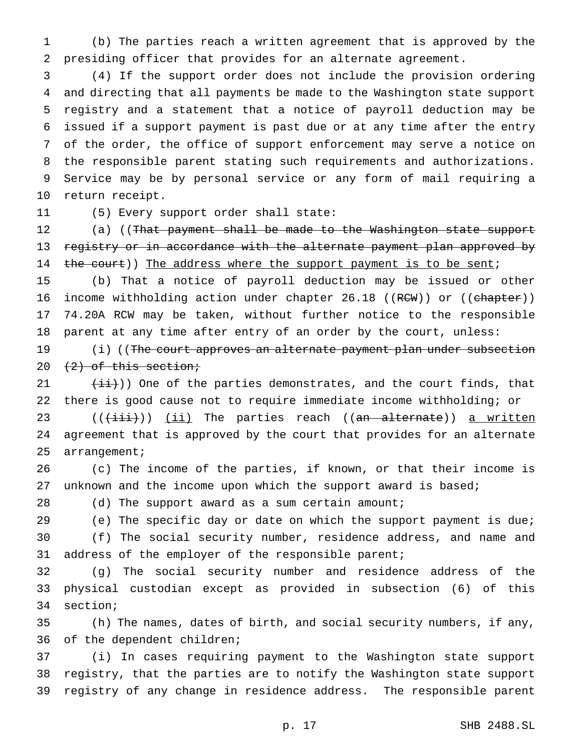(b) The parties reach a written agreement that is approved by the presiding officer that provides for an alternate agreement.

(4) If the support order does not include the provision ordering and directing that all payments be made to the Washington state support registry and a statement that a notice of payroll deduction may be issued if a support payment is past due or at any time after the entry of the order, the office of support enforcement may serve a notice on the responsible parent stating such requirements and authorizations. Service may be by personal service or any form of mail requiring a return receipt.

(5) Every support order shall state:

(a) ((~~That payment shall be made to the Washington state support registry or in accordance with the alternate payment plan approved by the court~~)) <u>The address where the support payment is to be sent</u>;

(b) That a notice of payroll deduction may be issued or other income withholding action under chapter 26.18 ((~~RCW~~)) or ((~~chapter~~)) 74.20A RCW may be taken, without further notice to the responsible parent at any time after entry of an order by the court, unless:

(i) ((~~The court approves an alternate payment plan under subsection (2) of this section;~~

~~(ii)~~)) One of the parties demonstrates, and the court finds, that there is good cause not to require immediate income withholding; or

((~~(iii)~~)) <u>(ii)</u> The parties reach ((~~an alternate~~)) <u>a written</u> agreement that is approved by the court that provides for an alternate arrangement;

(c) The income of the parties, if known, or that their income is unknown and the income upon which the support award is based;

(d) The support award as a sum certain amount;

(e) The specific day or date on which the support payment is due;

(f) The social security number, residence address, and name and address of the employer of the responsible parent;

(g) The social security number and residence address of the physical custodian except as provided in subsection (6) of this section;

(h) The names, dates of birth, and social security numbers, if any, of the dependent children;

(i) In cases requiring payment to the Washington state support registry, that the parties are to notify the Washington state support registry of any change in residence address. The responsible parent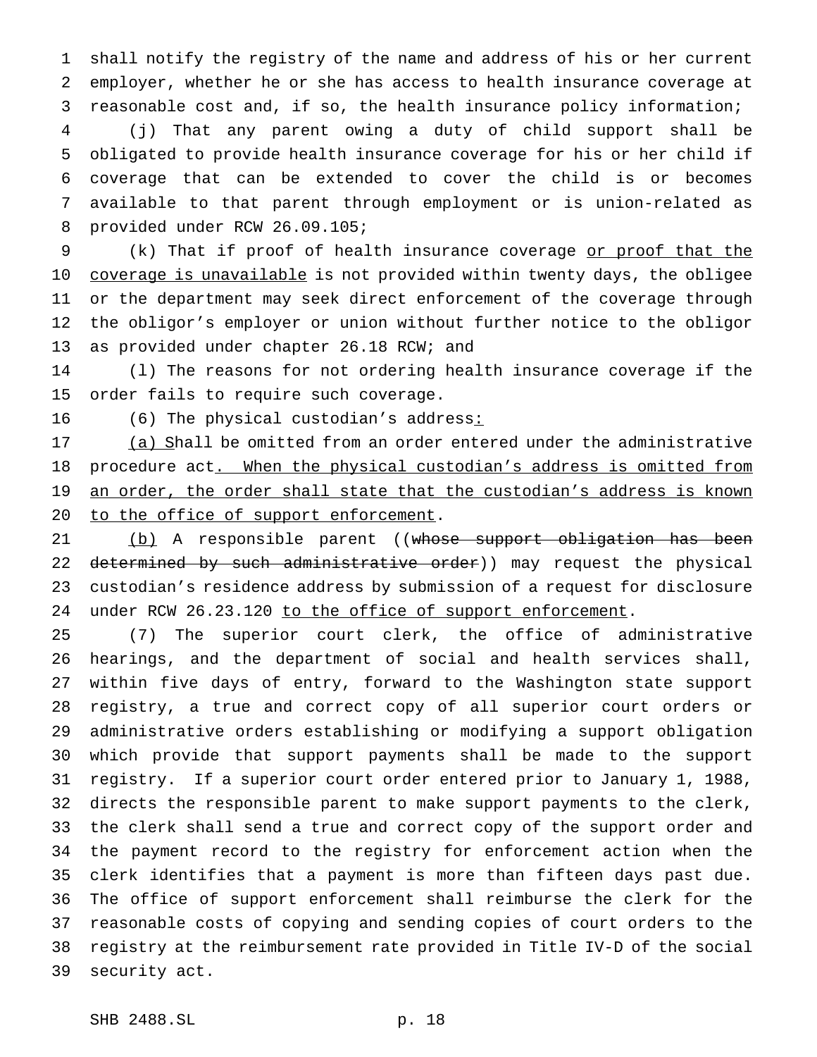shall notify the registry of the name and address of his or her current employer, whether he or she has access to health insurance coverage at reasonable cost and, if so, the health insurance policy information;

(j) That any parent owing a duty of child support shall be obligated to provide health insurance coverage for his or her child if coverage that can be extended to cover the child is or becomes available to that parent through employment or is union-related as provided under RCW 26.09.105;

(k) That if proof of health insurance coverage <u>or proof that the coverage is unavailable</u> is not provided within twenty days, the obligee or the department may seek direct enforcement of the coverage through the obligor's employer or union without further notice to the obligor as provided under chapter 26.18 RCW; and

(l) The reasons for not ordering health insurance coverage if the order fails to require such coverage.

(6) The physical custodian's address<u>:</u>

<u>(a) S</u>hall be omitted from an order entered under the administrative procedure act<u>. When the physical custodian's address is omitted from an order, the order shall state that the custodian's address is known to the office of support enforcement</u>.

<u>(b)</u> A responsible parent ((~~whose support obligation has been determined by such administrative order~~)) may request the physical custodian's residence address by submission of a request for disclosure under RCW 26.23.120 <u>to the office of support enforcement</u>.

(7) The superior court clerk, the office of administrative hearings, and the department of social and health services shall, within five days of entry, forward to the Washington state support registry, a true and correct copy of all superior court orders or administrative orders establishing or modifying a support obligation which provide that support payments shall be made to the support registry. If a superior court order entered prior to January 1, 1988, directs the responsible parent to make support payments to the clerk, the clerk shall send a true and correct copy of the support order and the payment record to the registry for enforcement action when the clerk identifies that a payment is more than fifteen days past due. The office of support enforcement shall reimburse the clerk for the reasonable costs of copying and sending copies of court orders to the registry at the reimbursement rate provided in Title IV-D of the social security act.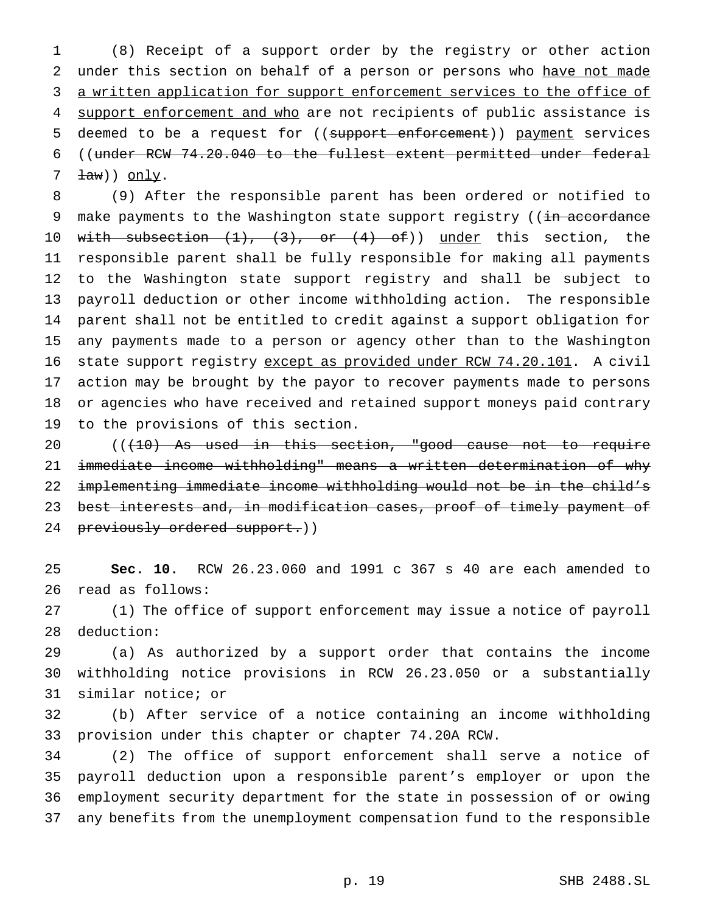(8) Receipt of a support order by the registry or other action under this section on behalf of a person or persons who have not made a written application for support enforcement services to the office of support enforcement and who are not recipients of public assistance is deemed to be a request for ((~~support enforcement~~)) payment services ((~~under RCW 74.20.040 to the fullest extent permitted under federal law~~)) only.

(9) After the responsible parent has been ordered or notified to make payments to the Washington state support registry ((~~in accordance with subsection (1), (3), or (4) of~~)) under this section, the responsible parent shall be fully responsible for making all payments to the Washington state support registry and shall be subject to payroll deduction or other income withholding action. The responsible parent shall not be entitled to credit against a support obligation for any payments made to a person or agency other than to the Washington state support registry except as provided under RCW 74.20.101. A civil action may be brought by the payor to recover payments made to persons or agencies who have received and retained support moneys paid contrary to the provisions of this section.

((~~(10) As used in this section, "good cause not to require immediate income withholding" means a written determination of why implementing immediate income withholding would not be in the child's best interests and, in modification cases, proof of timely payment of previously ordered support.~~))

**Sec. 10.** RCW 26.23.060 and 1991 c 367 s 40 are each amended to read as follows:

(1) The office of support enforcement may issue a notice of payroll deduction:

(a) As authorized by a support order that contains the income withholding notice provisions in RCW 26.23.050 or a substantially similar notice; or

(b) After service of a notice containing an income withholding provision under this chapter or chapter 74.20A RCW.

(2) The office of support enforcement shall serve a notice of payroll deduction upon a responsible parent's employer or upon the employment security department for the state in possession of or owing any benefits from the unemployment compensation fund to the responsible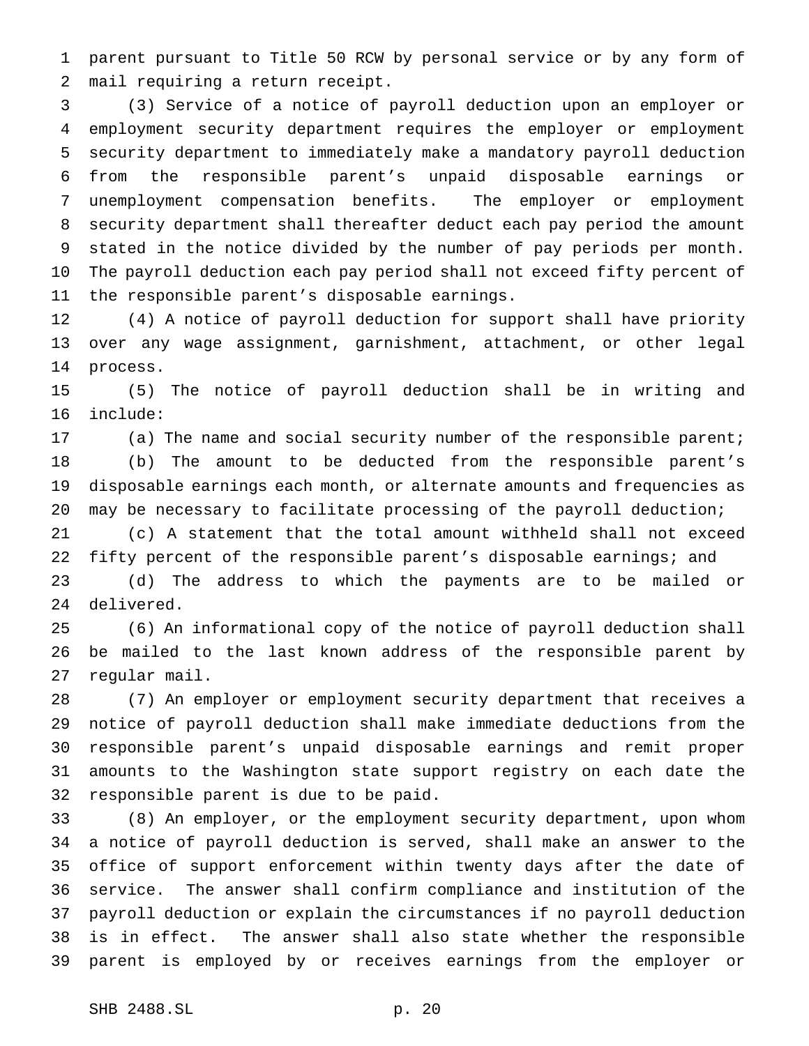parent pursuant to Title 50 RCW by personal service or by any form of mail requiring a return receipt.

(3) Service of a notice of payroll deduction upon an employer or employment security department requires the employer or employment security department to immediately make a mandatory payroll deduction from the responsible parent's unpaid disposable earnings or unemployment compensation benefits. The employer or employment security department shall thereafter deduct each pay period the amount stated in the notice divided by the number of pay periods per month. The payroll deduction each pay period shall not exceed fifty percent of the responsible parent's disposable earnings.

(4) A notice of payroll deduction for support shall have priority over any wage assignment, garnishment, attachment, or other legal process.

(5) The notice of payroll deduction shall be in writing and include:

(a) The name and social security number of the responsible parent;

(b) The amount to be deducted from the responsible parent's disposable earnings each month, or alternate amounts and frequencies as may be necessary to facilitate processing of the payroll deduction;

(c) A statement that the total amount withheld shall not exceed fifty percent of the responsible parent's disposable earnings; and

(d) The address to which the payments are to be mailed or delivered.

(6) An informational copy of the notice of payroll deduction shall be mailed to the last known address of the responsible parent by regular mail.

(7) An employer or employment security department that receives a notice of payroll deduction shall make immediate deductions from the responsible parent's unpaid disposable earnings and remit proper amounts to the Washington state support registry on each date the responsible parent is due to be paid.

(8) An employer, or the employment security department, upon whom a notice of payroll deduction is served, shall make an answer to the office of support enforcement within twenty days after the date of service. The answer shall confirm compliance and institution of the payroll deduction or explain the circumstances if no payroll deduction is in effect. The answer shall also state whether the responsible parent is employed by or receives earnings from the employer or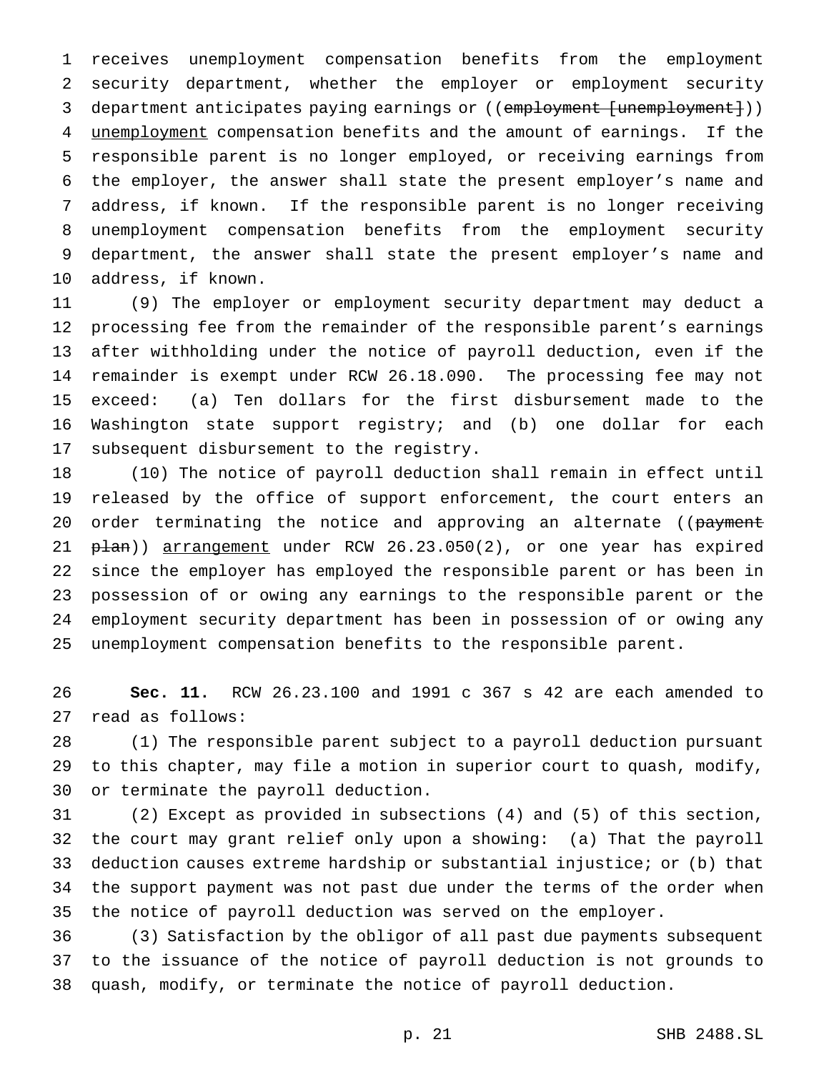receives unemployment compensation benefits from the employment security department, whether the employer or employment security department anticipates paying earnings or ((~~employment [unemployment]~~)) unemployment compensation benefits and the amount of earnings. If the responsible parent is no longer employed, or receiving earnings from the employer, the answer shall state the present employer's name and address, if known. If the responsible parent is no longer receiving unemployment compensation benefits from the employment security department, the answer shall state the present employer's name and address, if known.

(9) The employer or employment security department may deduct a processing fee from the remainder of the responsible parent's earnings after withholding under the notice of payroll deduction, even if the remainder is exempt under RCW 26.18.090. The processing fee may not exceed: (a) Ten dollars for the first disbursement made to the Washington state support registry; and (b) one dollar for each subsequent disbursement to the registry.

(10) The notice of payroll deduction shall remain in effect until released by the office of support enforcement, the court enters an order terminating the notice and approving an alternate ((~~payment plan~~)) arrangement under RCW 26.23.050(2), or one year has expired since the employer has employed the responsible parent or has been in possession of or owing any earnings to the responsible parent or the employment security department has been in possession of or owing any unemployment compensation benefits to the responsible parent.

**Sec. 11.** RCW 26.23.100 and 1991 c 367 s 42 are each amended to read as follows:

(1) The responsible parent subject to a payroll deduction pursuant to this chapter, may file a motion in superior court to quash, modify, or terminate the payroll deduction.

(2) Except as provided in subsections (4) and (5) of this section, the court may grant relief only upon a showing: (a) That the payroll deduction causes extreme hardship or substantial injustice; or (b) that the support payment was not past due under the terms of the order when the notice of payroll deduction was served on the employer.

(3) Satisfaction by the obligor of all past due payments subsequent to the issuance of the notice of payroll deduction is not grounds to quash, modify, or terminate the notice of payroll deduction.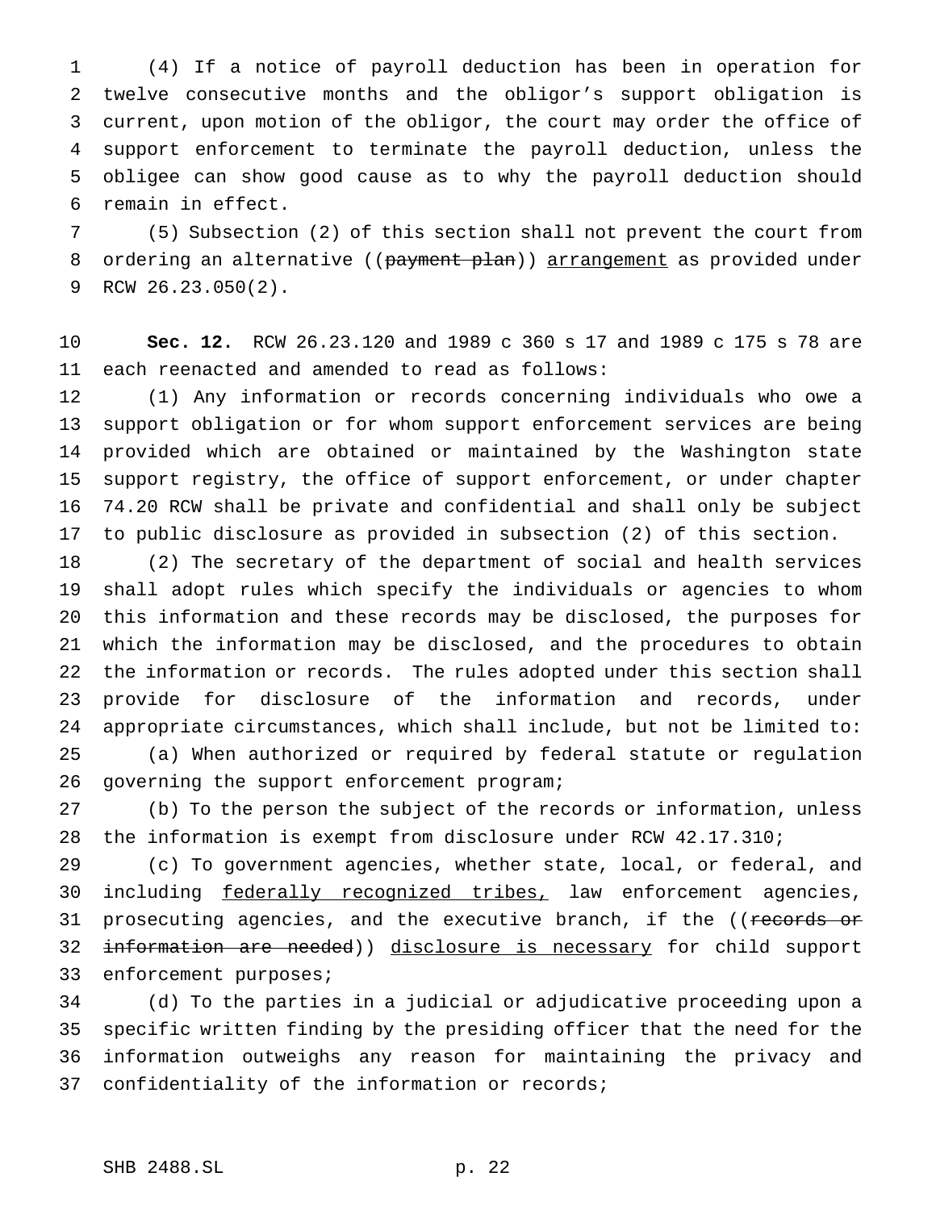(4) If a notice of payroll deduction has been in operation for twelve consecutive months and the obligor's support obligation is current, upon motion of the obligor, the court may order the office of support enforcement to terminate the payroll deduction, unless the obligee can show good cause as to why the payroll deduction should remain in effect.

(5) Subsection (2) of this section shall not prevent the court from ordering an alternative ((~~payment plan~~)) arrangement as provided under RCW 26.23.050(2).

**Sec. 12.** RCW 26.23.120 and 1989 c 360 s 17 and 1989 c 175 s 78 are each reenacted and amended to read as follows:

(1) Any information or records concerning individuals who owe a support obligation or for whom support enforcement services are being provided which are obtained or maintained by the Washington state support registry, the office of support enforcement, or under chapter 74.20 RCW shall be private and confidential and shall only be subject to public disclosure as provided in subsection (2) of this section.

(2) The secretary of the department of social and health services shall adopt rules which specify the individuals or agencies to whom this information and these records may be disclosed, the purposes for which the information may be disclosed, and the procedures to obtain the information or records. The rules adopted under this section shall provide for disclosure of the information and records, under appropriate circumstances, which shall include, but not be limited to:

(a) When authorized or required by federal statute or regulation governing the support enforcement program;

(b) To the person the subject of the records or information, unless the information is exempt from disclosure under RCW 42.17.310;

(c) To government agencies, whether state, local, or federal, and including federally recognized tribes, law enforcement agencies, prosecuting agencies, and the executive branch, if the ((~~records or information are needed~~)) disclosure is necessary for child support enforcement purposes;

(d) To the parties in a judicial or adjudicative proceeding upon a specific written finding by the presiding officer that the need for the information outweighs any reason for maintaining the privacy and confidentiality of the information or records;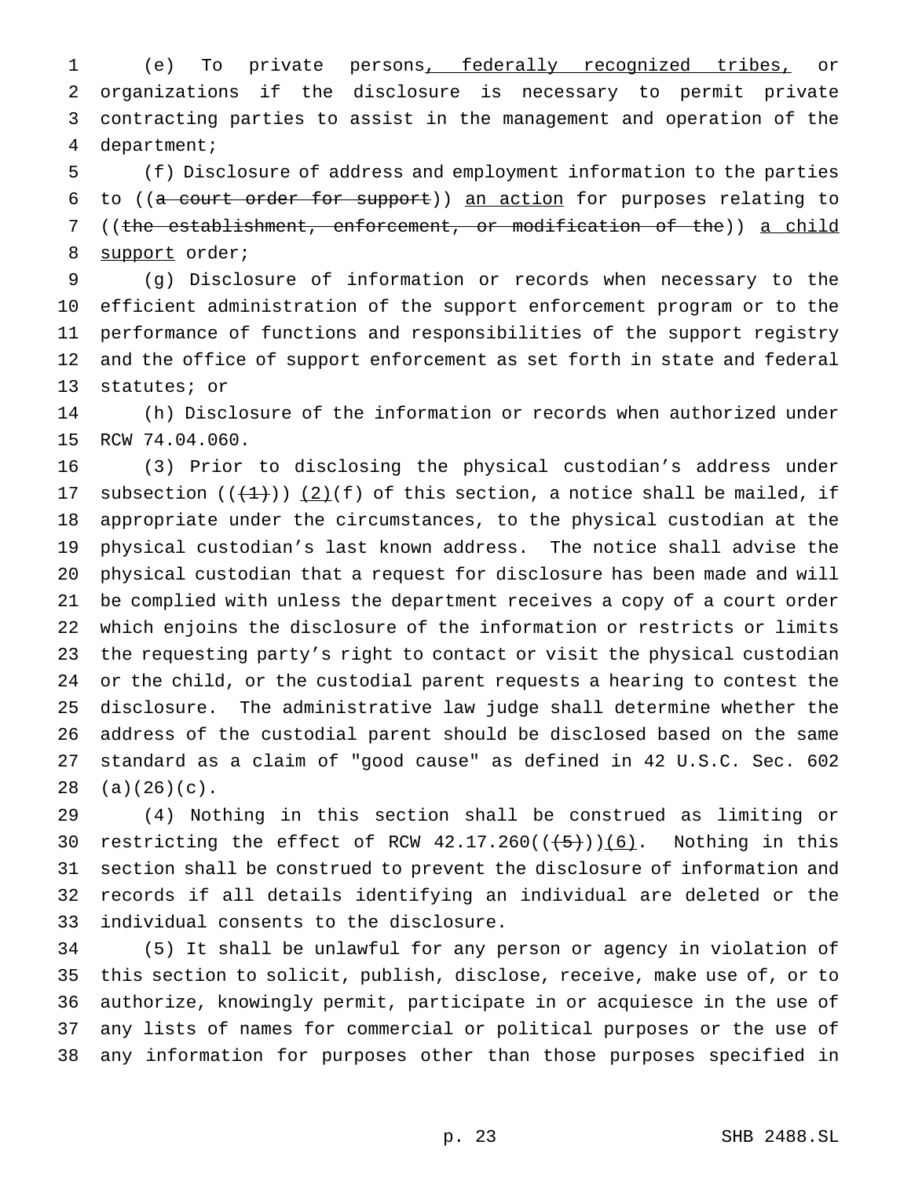(e) To private persons, federally recognized tribes, or organizations if the disclosure is necessary to permit private contracting parties to assist in the management and operation of the department;

(f) Disclosure of address and employment information to the parties to ((a court order for support)) an action for purposes relating to ((the establishment, enforcement, or modification of the)) a child support order;

(g) Disclosure of information or records when necessary to the efficient administration of the support enforcement program or to the performance of functions and responsibilities of the support registry and the office of support enforcement as set forth in state and federal statutes; or

(h) Disclosure of the information or records when authorized under RCW 74.04.060.

(3) Prior to disclosing the physical custodian's address under subsection (((1))) (2)(f) of this section, a notice shall be mailed, if appropriate under the circumstances, to the physical custodian at the physical custodian's last known address. The notice shall advise the physical custodian that a request for disclosure has been made and will be complied with unless the department receives a copy of a court order which enjoins the disclosure of the information or restricts or limits the requesting party's right to contact or visit the physical custodian or the child, or the custodial parent requests a hearing to contest the disclosure. The administrative law judge shall determine whether the address of the custodial parent should be disclosed based on the same standard as a claim of "good cause" as defined in 42 U.S.C. Sec. 602 (a)(26)(c).

(4) Nothing in this section shall be construed as limiting or restricting the effect of RCW 42.17.260(((5)))(6). Nothing in this section shall be construed to prevent the disclosure of information and records if all details identifying an individual are deleted or the individual consents to the disclosure.

(5) It shall be unlawful for any person or agency in violation of this section to solicit, publish, disclose, receive, make use of, or to authorize, knowingly permit, participate in or acquiesce in the use of any lists of names for commercial or political purposes or the use of any information for purposes other than those purposes specified in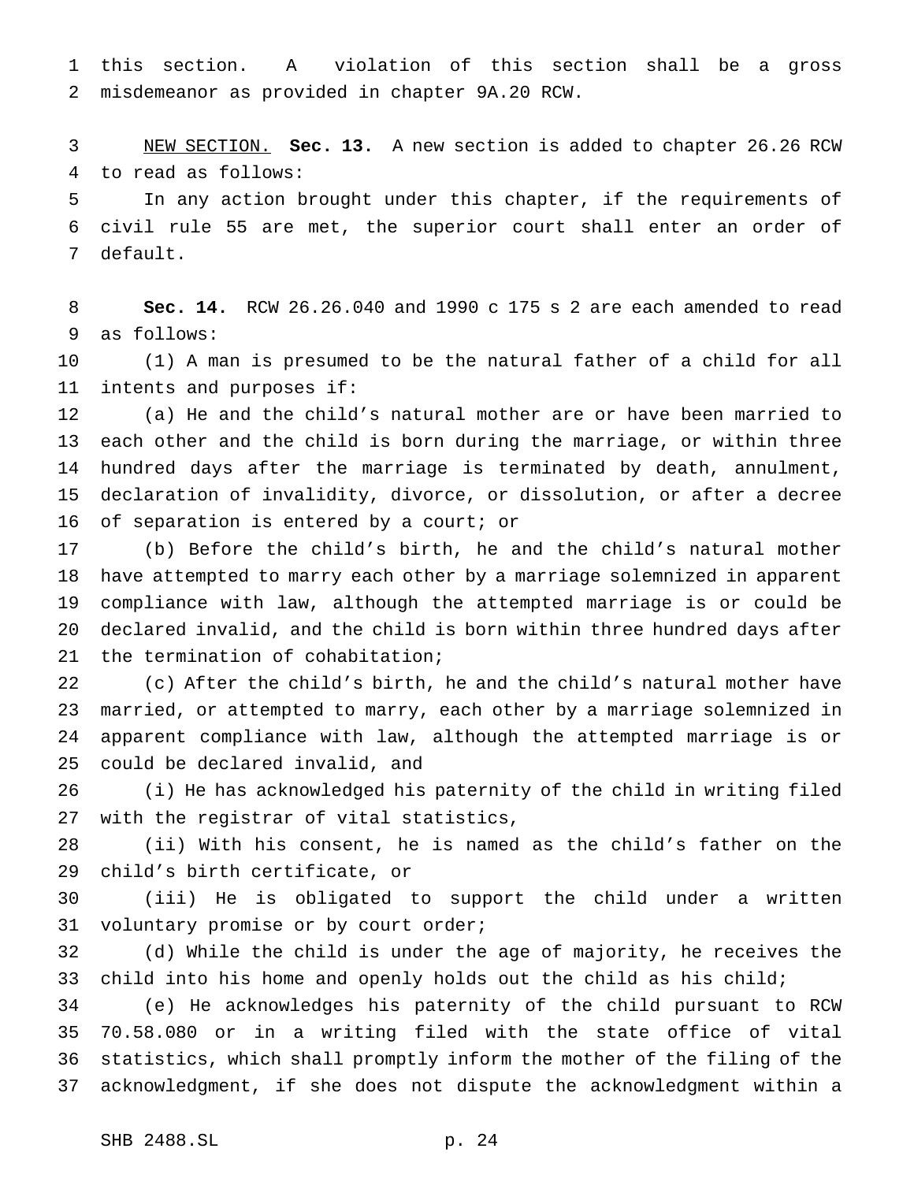this section. A violation of this section shall be a gross misdemeanor as provided in chapter 9A.20 RCW.

NEW SECTION. **Sec. 13.** A new section is added to chapter 26.26 RCW to read as follows:

In any action brought under this chapter, if the requirements of civil rule 55 are met, the superior court shall enter an order of default.

**Sec. 14.** RCW 26.26.040 and 1990 c 175 s 2 are each amended to read as follows:

(1) A man is presumed to be the natural father of a child for all intents and purposes if:

(a) He and the child's natural mother are or have been married to each other and the child is born during the marriage, or within three hundred days after the marriage is terminated by death, annulment, declaration of invalidity, divorce, or dissolution, or after a decree of separation is entered by a court; or

(b) Before the child's birth, he and the child's natural mother have attempted to marry each other by a marriage solemnized in apparent compliance with law, although the attempted marriage is or could be declared invalid, and the child is born within three hundred days after the termination of cohabitation;

(c) After the child's birth, he and the child's natural mother have married, or attempted to marry, each other by a marriage solemnized in apparent compliance with law, although the attempted marriage is or could be declared invalid, and

(i) He has acknowledged his paternity of the child in writing filed with the registrar of vital statistics,

(ii) With his consent, he is named as the child's father on the child's birth certificate, or

(iii) He is obligated to support the child under a written voluntary promise or by court order;

(d) While the child is under the age of majority, he receives the child into his home and openly holds out the child as his child;

(e) He acknowledges his paternity of the child pursuant to RCW 70.58.080 or in a writing filed with the state office of vital statistics, which shall promptly inform the mother of the filing of the acknowledgment, if she does not dispute the acknowledgment within a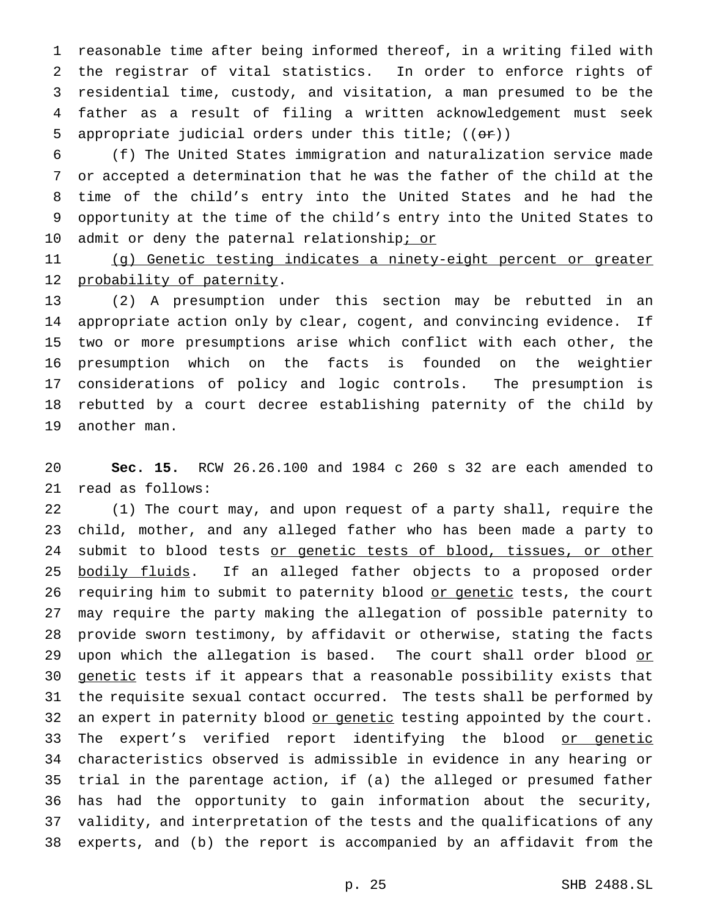reasonable time after being informed thereof, in a writing filed with the registrar of vital statistics. In order to enforce rights of residential time, custody, and visitation, a man presumed to be the father as a result of filing a written acknowledgement must seek appropriate judicial orders under this title; ((~~or~~))

(f) The United States immigration and naturalization service made or accepted a determination that he was the father of the child at the time of the child's entry into the United States and he had the opportunity at the time of the child's entry into the United States to admit or deny the paternal relationship<u>; or</u>

<u>(g) Genetic testing indicates a ninety-eight percent or greater probability of paternity</u>.

(2) A presumption under this section may be rebutted in an appropriate action only by clear, cogent, and convincing evidence. If two or more presumptions arise which conflict with each other, the presumption which on the facts is founded on the weightier considerations of policy and logic controls. The presumption is rebutted by a court decree establishing paternity of the child by another man.

**Sec. 15.** RCW 26.26.100 and 1984 c 260 s 32 are each amended to read as follows:

(1) The court may, and upon request of a party shall, require the child, mother, and any alleged father who has been made a party to submit to blood tests <u>or genetic tests of blood, tissues, or other bodily fluids</u>. If an alleged father objects to a proposed order requiring him to submit to paternity blood <u>or genetic</u> tests, the court may require the party making the allegation of possible paternity to provide sworn testimony, by affidavit or otherwise, stating the facts upon which the allegation is based. The court shall order blood <u>or genetic</u> tests if it appears that a reasonable possibility exists that the requisite sexual contact occurred. The tests shall be performed by an expert in paternity blood <u>or genetic</u> testing appointed by the court. The expert's verified report identifying the blood <u>or genetic</u> characteristics observed is admissible in evidence in any hearing or trial in the parentage action, if (a) the alleged or presumed father has had the opportunity to gain information about the security, validity, and interpretation of the tests and the qualifications of any experts, and (b) the report is accompanied by an affidavit from the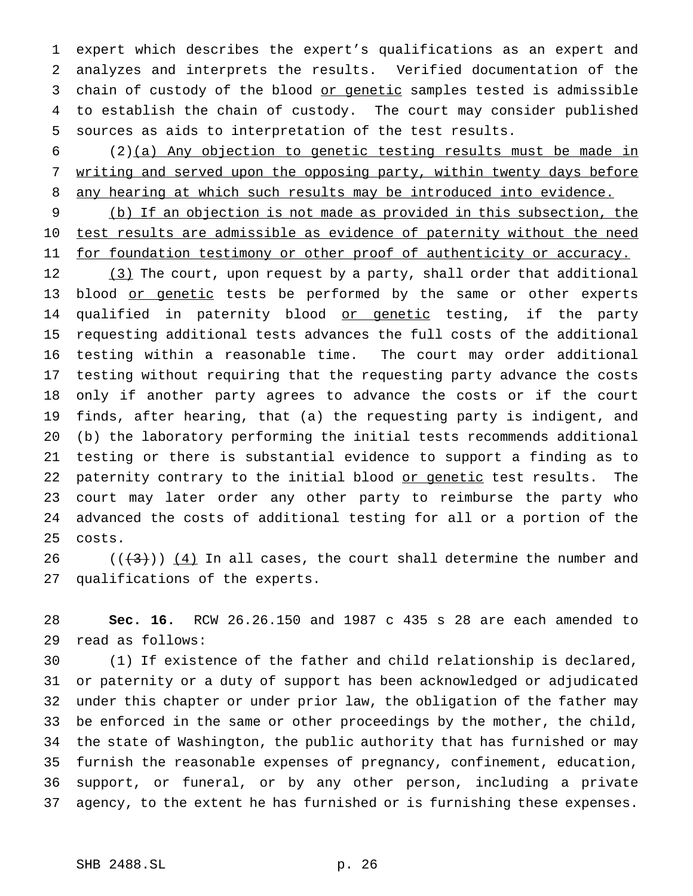expert which describes the expert's qualifications as an expert and analyzes and interprets the results. Verified documentation of the chain of custody of the blood <u>or genetic</u> samples tested is admissible to establish the chain of custody. The court may consider published sources as aids to interpretation of the test results.

(2)<u>(a) Any objection to genetic testing results must be made in writing and served upon the opposing party, within twenty days before any hearing at which such results may be introduced into evidence.</u>

<u>(b) If an objection is not made as provided in this subsection, the test results are admissible as evidence of paternity without the need for foundation testimony or other proof of authenticity or accuracy.</u>

<u>(3)</u> The court, upon request by a party, shall order that additional blood <u>or genetic</u> tests be performed by the same or other experts qualified in paternity blood <u>or genetic</u> testing, if the party requesting additional tests advances the full costs of the additional testing within a reasonable time. The court may order additional testing without requiring that the requesting party advance the costs only if another party agrees to advance the costs or if the court finds, after hearing, that (a) the requesting party is indigent, and (b) the laboratory performing the initial tests recommends additional testing or there is substantial evidence to support a finding as to paternity contrary to the initial blood <u>or genetic</u> test results. The court may later order any other party to reimburse the party who advanced the costs of additional testing for all or a portion of the costs.

((~~(3)~~)) <u>(4)</u> In all cases, the court shall determine the number and qualifications of the experts.

**Sec. 16.** RCW 26.26.150 and 1987 c 435 s 28 are each amended to read as follows:

(1) If existence of the father and child relationship is declared, or paternity or a duty of support has been acknowledged or adjudicated under this chapter or under prior law, the obligation of the father may be enforced in the same or other proceedings by the mother, the child, the state of Washington, the public authority that has furnished or may furnish the reasonable expenses of pregnancy, confinement, education, support, or funeral, or by any other person, including a private agency, to the extent he has furnished or is furnishing these expenses.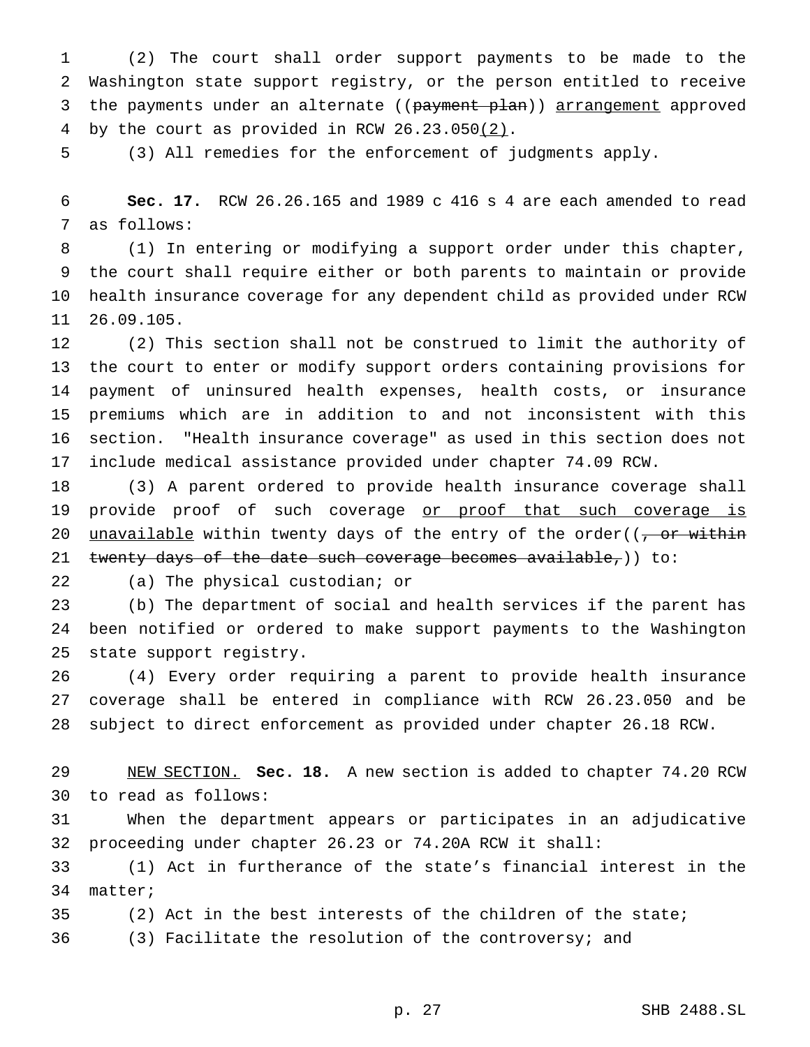(2) The court shall order support payments to be made to the Washington state support registry, or the person entitled to receive the payments under an alternate ((~~payment plan~~)) <u>arrangement</u> approved by the court as provided in RCW 26.23.050<u>(2)</u>.

(3) All remedies for the enforcement of judgments apply.

**Sec. 17.** RCW 26.26.165 and 1989 c 416 s 4 are each amended to read as follows:

(1) In entering or modifying a support order under this chapter, the court shall require either or both parents to maintain or provide health insurance coverage for any dependent child as provided under RCW 26.09.105.

(2) This section shall not be construed to limit the authority of the court to enter or modify support orders containing provisions for payment of uninsured health expenses, health costs, or insurance premiums which are in addition to and not inconsistent with this section. "Health insurance coverage" as used in this section does not include medical assistance provided under chapter 74.09 RCW.

(3) A parent ordered to provide health insurance coverage shall provide proof of such coverage <u>or proof that such coverage is unavailable</u> within twenty days of the entry of the order((~~, or within twenty days of the date such coverage becomes available,~~)) to:

(a) The physical custodian; or

(b) The department of social and health services if the parent has been notified or ordered to make support payments to the Washington state support registry.

(4) Every order requiring a parent to provide health insurance coverage shall be entered in compliance with RCW 26.23.050 and be subject to direct enforcement as provided under chapter 26.18 RCW.

<u>NEW SECTION.</u> **Sec. 18.** A new section is added to chapter 74.20 RCW to read as follows:

When the department appears or participates in an adjudicative proceeding under chapter 26.23 or 74.20A RCW it shall:

(1) Act in furtherance of the state's financial interest in the matter;

(2) Act in the best interests of the children of the state;

(3) Facilitate the resolution of the controversy; and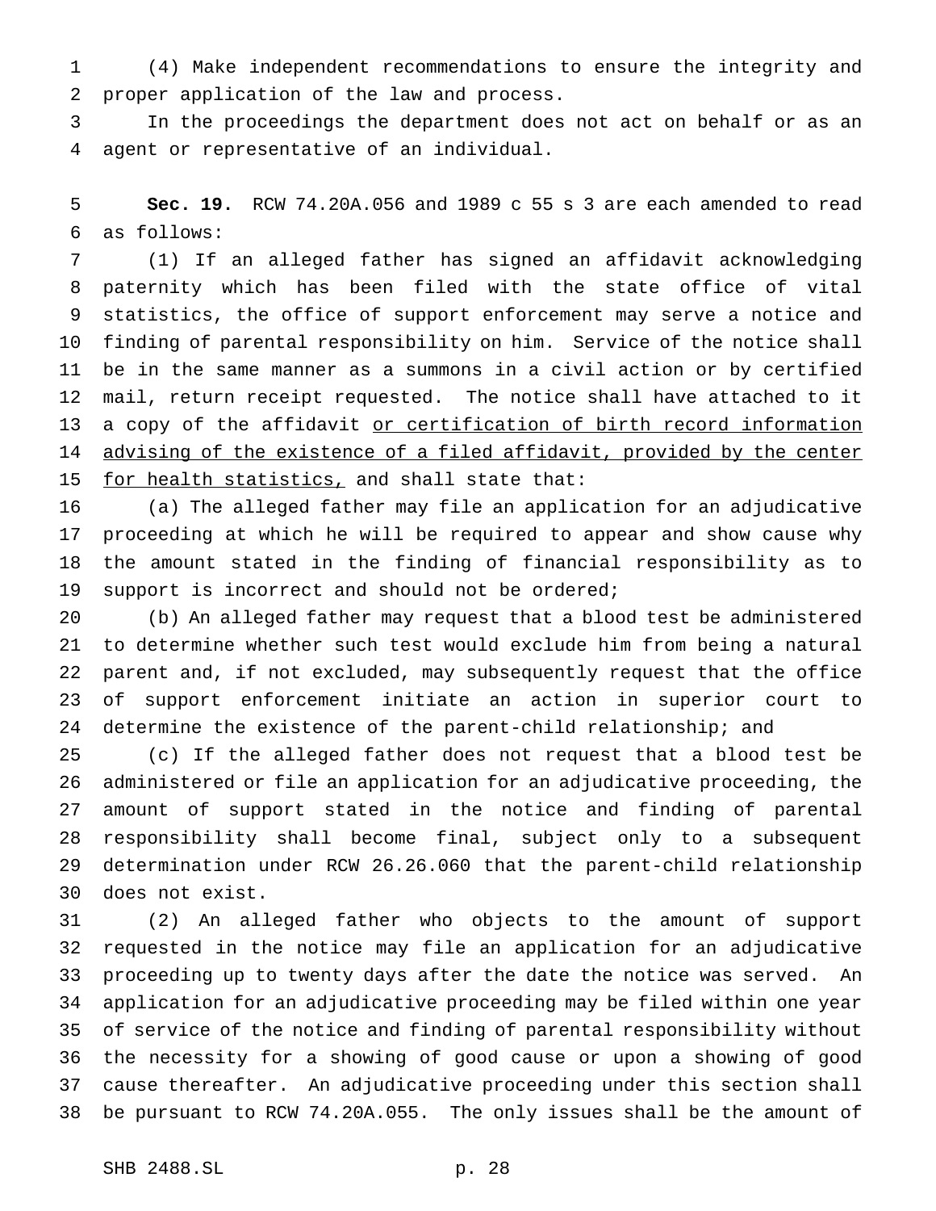(4) Make independent recommendations to ensure the integrity and proper application of the law and process.

In the proceedings the department does not act on behalf or as an agent or representative of an individual.

**Sec. 19.** RCW 74.20A.056 and 1989 c 55 s 3 are each amended to read as follows:

(1) If an alleged father has signed an affidavit acknowledging paternity which has been filed with the state office of vital statistics, the office of support enforcement may serve a notice and finding of parental responsibility on him. Service of the notice shall be in the same manner as a summons in a civil action or by certified mail, return receipt requested. The notice shall have attached to it a copy of the affidavit <u>or certification of birth record information advising of the existence of a filed affidavit, provided by the center for health statistics,</u> and shall state that:

(a) The alleged father may file an application for an adjudicative proceeding at which he will be required to appear and show cause why the amount stated in the finding of financial responsibility as to support is incorrect and should not be ordered;

(b) An alleged father may request that a blood test be administered to determine whether such test would exclude him from being a natural parent and, if not excluded, may subsequently request that the office of support enforcement initiate an action in superior court to determine the existence of the parent-child relationship; and

(c) If the alleged father does not request that a blood test be administered or file an application for an adjudicative proceeding, the amount of support stated in the notice and finding of parental responsibility shall become final, subject only to a subsequent determination under RCW 26.26.060 that the parent-child relationship does not exist.

(2) An alleged father who objects to the amount of support requested in the notice may file an application for an adjudicative proceeding up to twenty days after the date the notice was served. An application for an adjudicative proceeding may be filed within one year of service of the notice and finding of parental responsibility without the necessity for a showing of good cause or upon a showing of good cause thereafter. An adjudicative proceeding under this section shall be pursuant to RCW 74.20A.055. The only issues shall be the amount of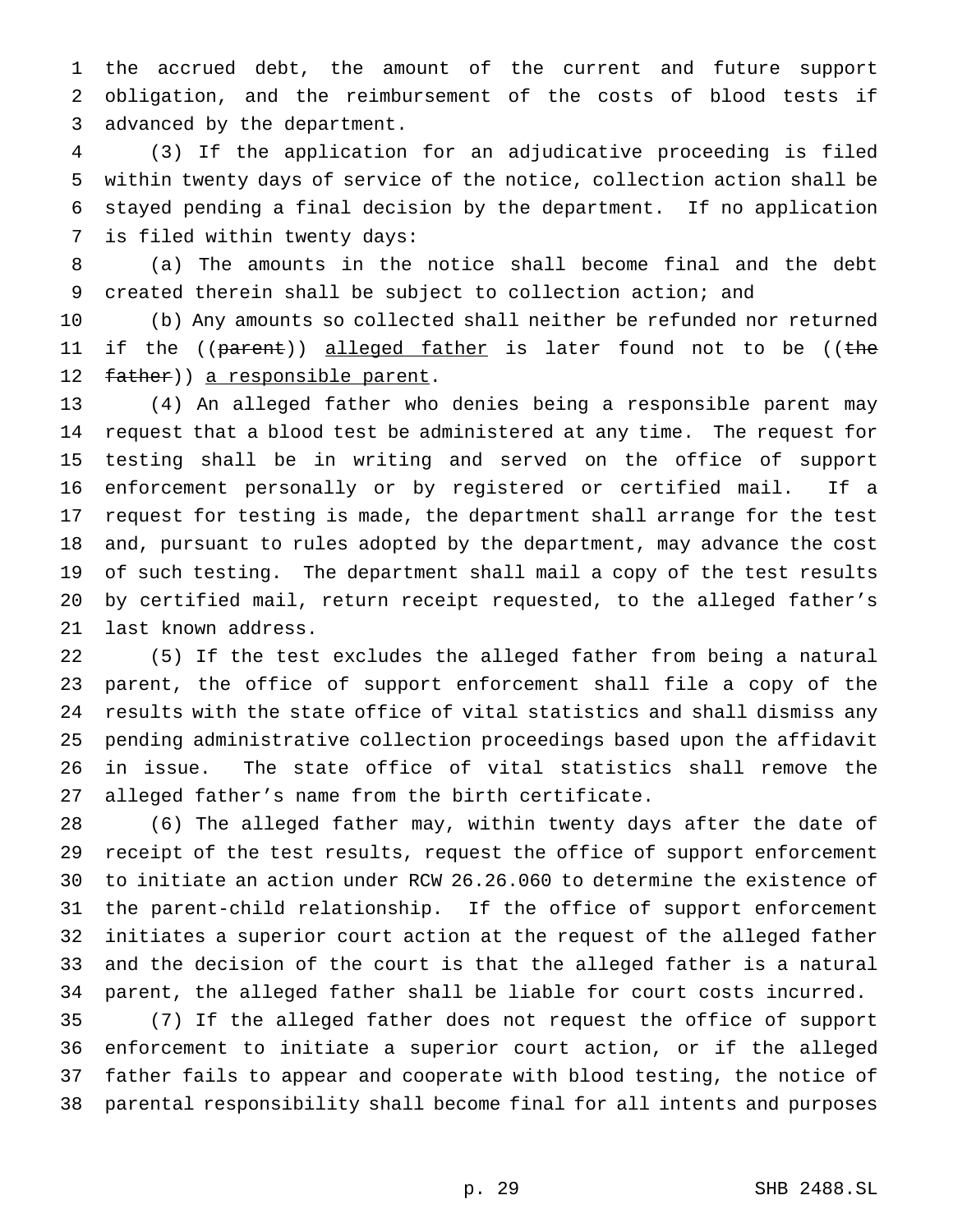the accrued debt, the amount of the current and future support obligation, and the reimbursement of the costs of blood tests if advanced by the department.

(3) If the application for an adjudicative proceeding is filed within twenty days of service of the notice, collection action shall be stayed pending a final decision by the department. If no application is filed within twenty days:

(a) The amounts in the notice shall become final and the debt created therein shall be subject to collection action; and

(b) Any amounts so collected shall neither be refunded nor returned if the ((~~parent~~)) alleged father is later found not to be ((~~the father~~)) a responsible parent.

(4) An alleged father who denies being a responsible parent may request that a blood test be administered at any time. The request for testing shall be in writing and served on the office of support enforcement personally or by registered or certified mail. If a request for testing is made, the department shall arrange for the test and, pursuant to rules adopted by the department, may advance the cost of such testing. The department shall mail a copy of the test results by certified mail, return receipt requested, to the alleged father's last known address.

(5) If the test excludes the alleged father from being a natural parent, the office of support enforcement shall file a copy of the results with the state office of vital statistics and shall dismiss any pending administrative collection proceedings based upon the affidavit in issue. The state office of vital statistics shall remove the alleged father's name from the birth certificate.

(6) The alleged father may, within twenty days after the date of receipt of the test results, request the office of support enforcement to initiate an action under RCW 26.26.060 to determine the existence of the parent-child relationship. If the office of support enforcement initiates a superior court action at the request of the alleged father and the decision of the court is that the alleged father is a natural parent, the alleged father shall be liable for court costs incurred.

(7) If the alleged father does not request the office of support enforcement to initiate a superior court action, or if the alleged father fails to appear and cooperate with blood testing, the notice of parental responsibility shall become final for all intents and purposes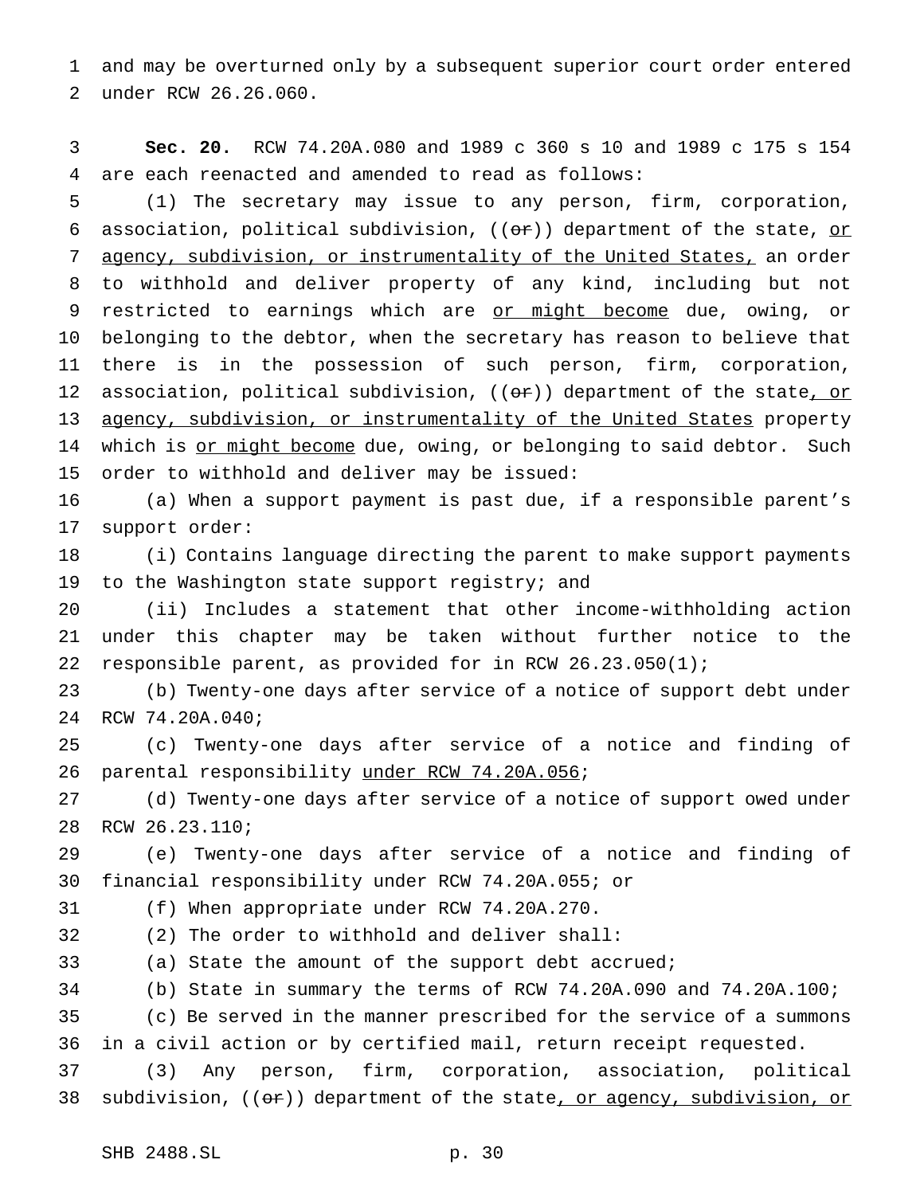and may be overturned only by a subsequent superior court order entered under RCW 26.26.060.

**Sec. 20.** RCW 74.20A.080 and 1989 c 360 s 10 and 1989 c 175 s 154 are each reenacted and amended to read as follows:

(1) The secretary may issue to any person, firm, corporation, association, political subdivision, ((~~or~~)) department of the state, <u>or agency, subdivision, or instrumentality of the United States,</u> an order to withhold and deliver property of any kind, including but not restricted to earnings which are <u>or might become</u> due, owing, or belonging to the debtor, when the secretary has reason to believe that there is in the possession of such person, firm, corporation, association, political subdivision, ((~~or~~)) department of the state<u>, or agency, subdivision, or instrumentality of the United States</u> property which is <u>or might become</u> due, owing, or belonging to said debtor. Such order to withhold and deliver may be issued:

(a) When a support payment is past due, if a responsible parent's support order:

(i) Contains language directing the parent to make support payments to the Washington state support registry; and

(ii) Includes a statement that other income-withholding action under this chapter may be taken without further notice to the responsible parent, as provided for in RCW 26.23.050(1);

(b) Twenty-one days after service of a notice of support debt under RCW 74.20A.040;

(c) Twenty-one days after service of a notice and finding of parental responsibility <u>under RCW 74.20A.056</u>;

(d) Twenty-one days after service of a notice of support owed under RCW 26.23.110;

(e) Twenty-one days after service of a notice and finding of financial responsibility under RCW 74.20A.055; or

(f) When appropriate under RCW 74.20A.270.

(2) The order to withhold and deliver shall:

(a) State the amount of the support debt accrued;

(b) State in summary the terms of RCW 74.20A.090 and 74.20A.100;

(c) Be served in the manner prescribed for the service of a summons in a civil action or by certified mail, return receipt requested.

(3) Any person, firm, corporation, association, political subdivision, ((~~or~~)) department of the state<u>, or agency, subdivision, or</u>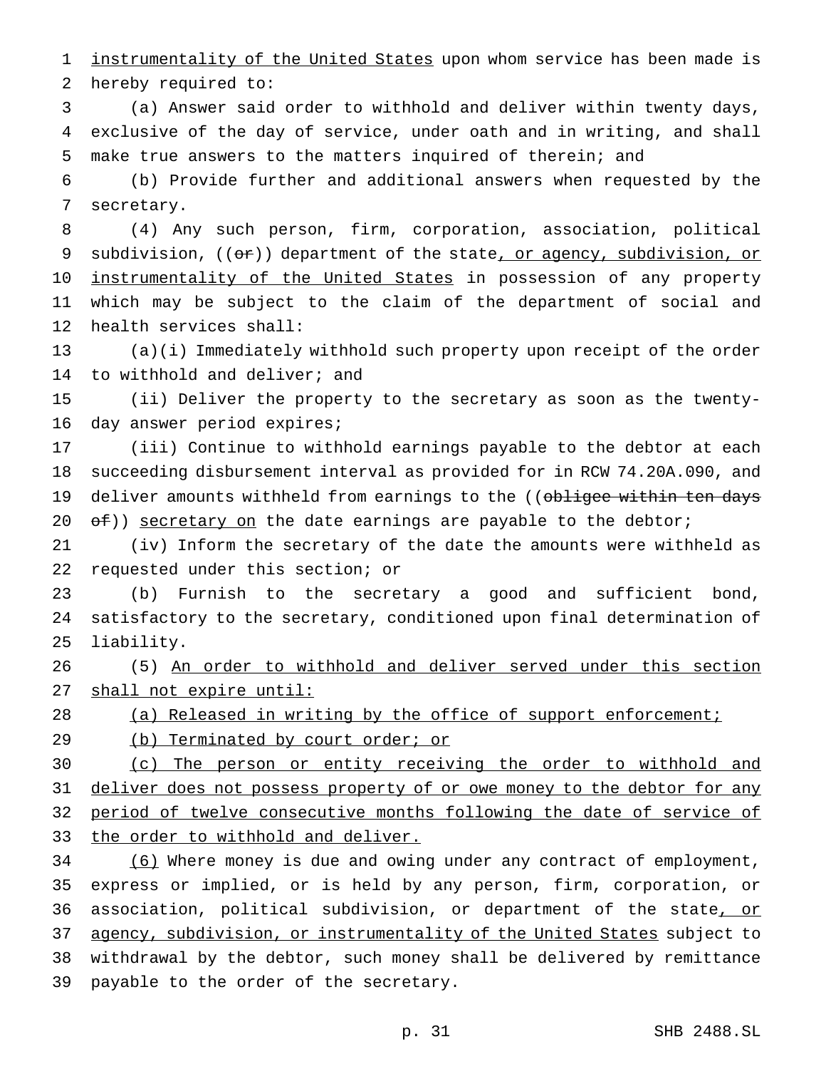instrumentality of the United States upon whom service has been made is hereby required to:

(a) Answer said order to withhold and deliver within twenty days, exclusive of the day of service, under oath and in writing, and shall make true answers to the matters inquired of therein; and

(b) Provide further and additional answers when requested by the secretary.

(4) Any such person, firm, corporation, association, political subdivision, ((or)) department of the state, or agency, subdivision, or instrumentality of the United States in possession of any property which may be subject to the claim of the department of social and health services shall:

(a)(i) Immediately withhold such property upon receipt of the order to withhold and deliver; and

(ii) Deliver the property to the secretary as soon as the twenty-day answer period expires;

(iii) Continue to withhold earnings payable to the debtor at each succeeding disbursement interval as provided for in RCW 74.20A.090, and deliver amounts withheld from earnings to the ((obligee within ten days of)) secretary on the date earnings are payable to the debtor;

(iv) Inform the secretary of the date the amounts were withheld as requested under this section; or

(b) Furnish to the secretary a good and sufficient bond, satisfactory to the secretary, conditioned upon final determination of liability.

(5) An order to withhold and deliver served under this section shall not expire until:

(a) Released in writing by the office of support enforcement;

(b) Terminated by court order; or

(c) The person or entity receiving the order to withhold and deliver does not possess property of or owe money to the debtor for any period of twelve consecutive months following the date of service of the order to withhold and deliver.

(6) Where money is due and owing under any contract of employment, express or implied, or is held by any person, firm, corporation, or association, political subdivision, or department of the state, or agency, subdivision, or instrumentality of the United States subject to withdrawal by the debtor, such money shall be delivered by remittance payable to the order of the secretary.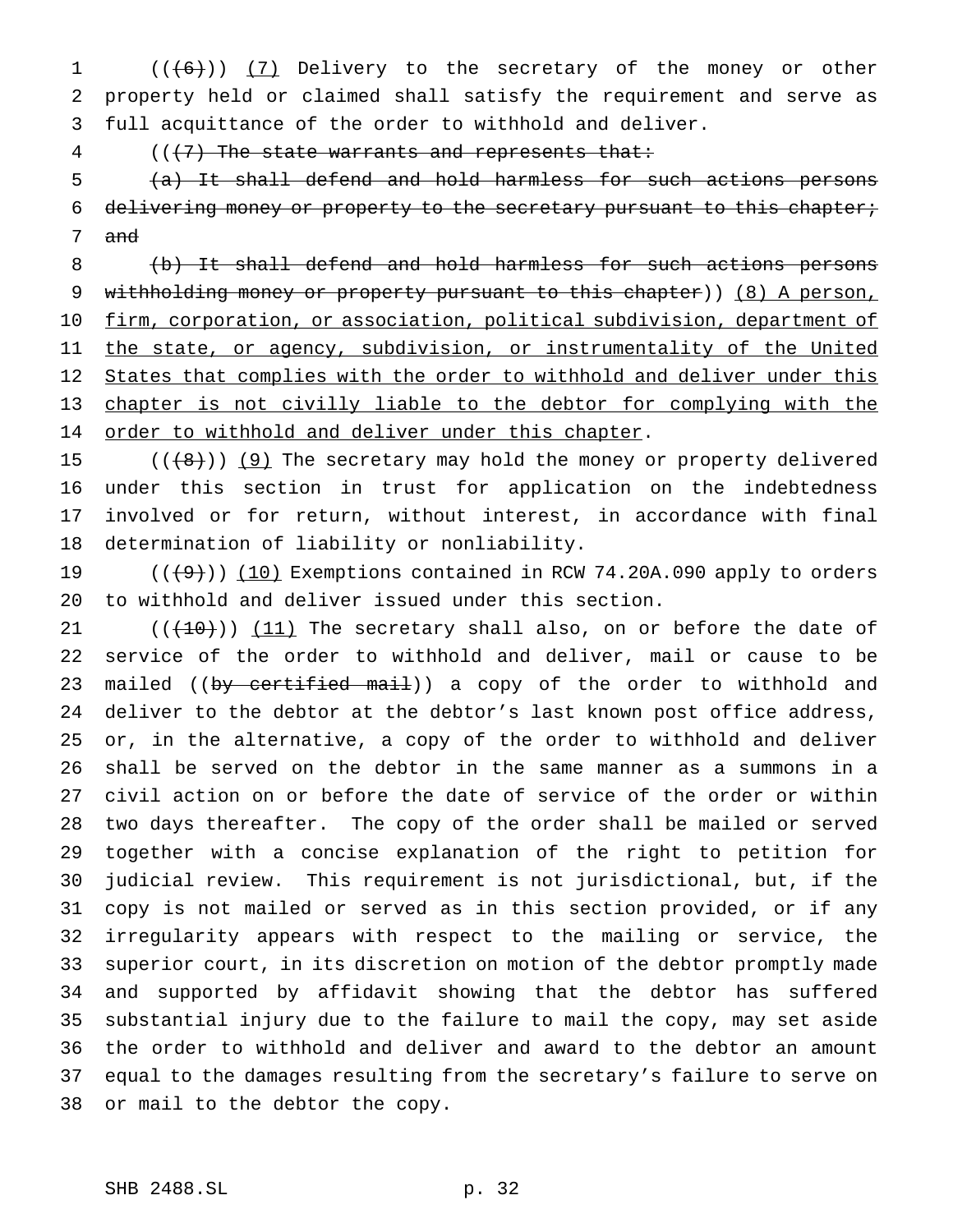((~~(6)~~)) <u>(7)</u> Delivery to the secretary of the money or other property held or claimed shall satisfy the requirement and serve as full acquittance of the order to withhold and deliver.

((~~(7) The state warrants and represents that:~~

~~(a) It shall defend and hold harmless for such actions persons delivering money or property to the secretary pursuant to this chapter; and~~

~~(b) It shall defend and hold harmless for such actions persons withholding money or property pursuant to this chapter~~)) <u>(8) A person, firm, corporation, or association, political subdivision, department of the state, or agency, subdivision, or instrumentality of the United States that complies with the order to withhold and deliver under this chapter is not civilly liable to the debtor for complying with the order to withhold and deliver under this chapter</u>.

((~~(8)~~)) <u>(9)</u> The secretary may hold the money or property delivered under this section in trust for application on the indebtedness involved or for return, without interest, in accordance with final determination of liability or nonliability.

((~~(9)~~)) <u>(10)</u> Exemptions contained in RCW 74.20A.090 apply to orders to withhold and deliver issued under this section.

((~~(10)~~)) <u>(11)</u> The secretary shall also, on or before the date of service of the order to withhold and deliver, mail or cause to be mailed ((~~by certified mail~~)) a copy of the order to withhold and deliver to the debtor at the debtor's last known post office address, or, in the alternative, a copy of the order to withhold and deliver shall be served on the debtor in the same manner as a summons in a civil action on or before the date of service of the order or within two days thereafter. The copy of the order shall be mailed or served together with a concise explanation of the right to petition for judicial review. This requirement is not jurisdictional, but, if the copy is not mailed or served as in this section provided, or if any irregularity appears with respect to the mailing or service, the superior court, in its discretion on motion of the debtor promptly made and supported by affidavit showing that the debtor has suffered substantial injury due to the failure to mail the copy, may set aside the order to withhold and deliver and award to the debtor an amount equal to the damages resulting from the secretary's failure to serve on or mail to the debtor the copy.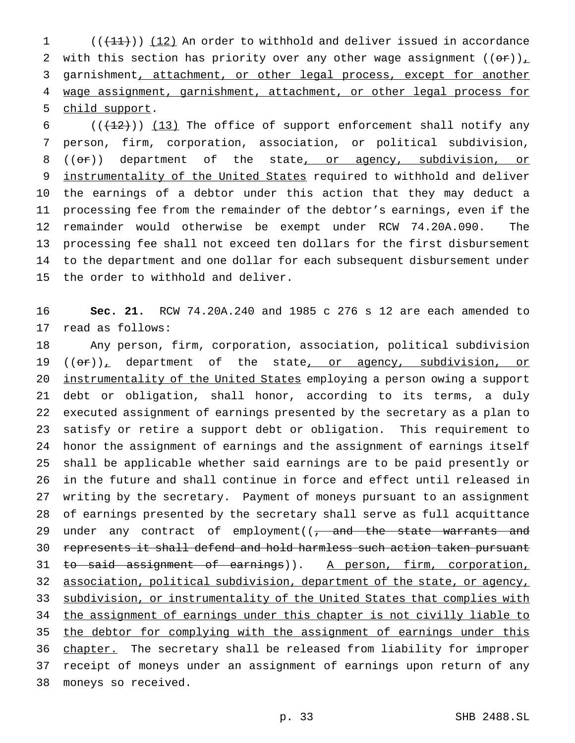(((11))) (12) An order to withhold and deliver issued in accordance with this section has priority over any other wage assignment ((or)), garnishment, attachment, or other legal process, except for another wage assignment, garnishment, attachment, or other legal process for child support.

(((12))) (13) The office of support enforcement shall notify any person, firm, corporation, association, or political subdivision, ((or)) department of the state, or agency, subdivision, or instrumentality of the United States required to withhold and deliver the earnings of a debtor under this action that they may deduct a processing fee from the remainder of the debtor's earnings, even if the remainder would otherwise be exempt under RCW 74.20A.090. The processing fee shall not exceed ten dollars for the first disbursement to the department and one dollar for each subsequent disbursement under the order to withhold and deliver.

**Sec. 21.** RCW 74.20A.240 and 1985 c 276 s 12 are each amended to read as follows:

Any person, firm, corporation, association, political subdivision ((or)), department of the state, or agency, subdivision, or instrumentality of the United States employing a person owing a support debt or obligation, shall honor, according to its terms, a duly executed assignment of earnings presented by the secretary as a plan to satisfy or retire a support debt or obligation. This requirement to honor the assignment of earnings and the assignment of earnings itself shall be applicable whether said earnings are to be paid presently or in the future and shall continue in force and effect until released in writing by the secretary. Payment of moneys pursuant to an assignment of earnings presented by the secretary shall serve as full acquittance under any contract of employment((, and the state warrants and represents it shall defend and hold harmless such action taken pursuant to said assignment of earnings)). A person, firm, corporation, association, political subdivision, department of the state, or agency, subdivision, or instrumentality of the United States that complies with the assignment of earnings under this chapter is not civilly liable to the debtor for complying with the assignment of earnings under this chapter. The secretary shall be released from liability for improper receipt of moneys under an assignment of earnings upon return of any moneys so received.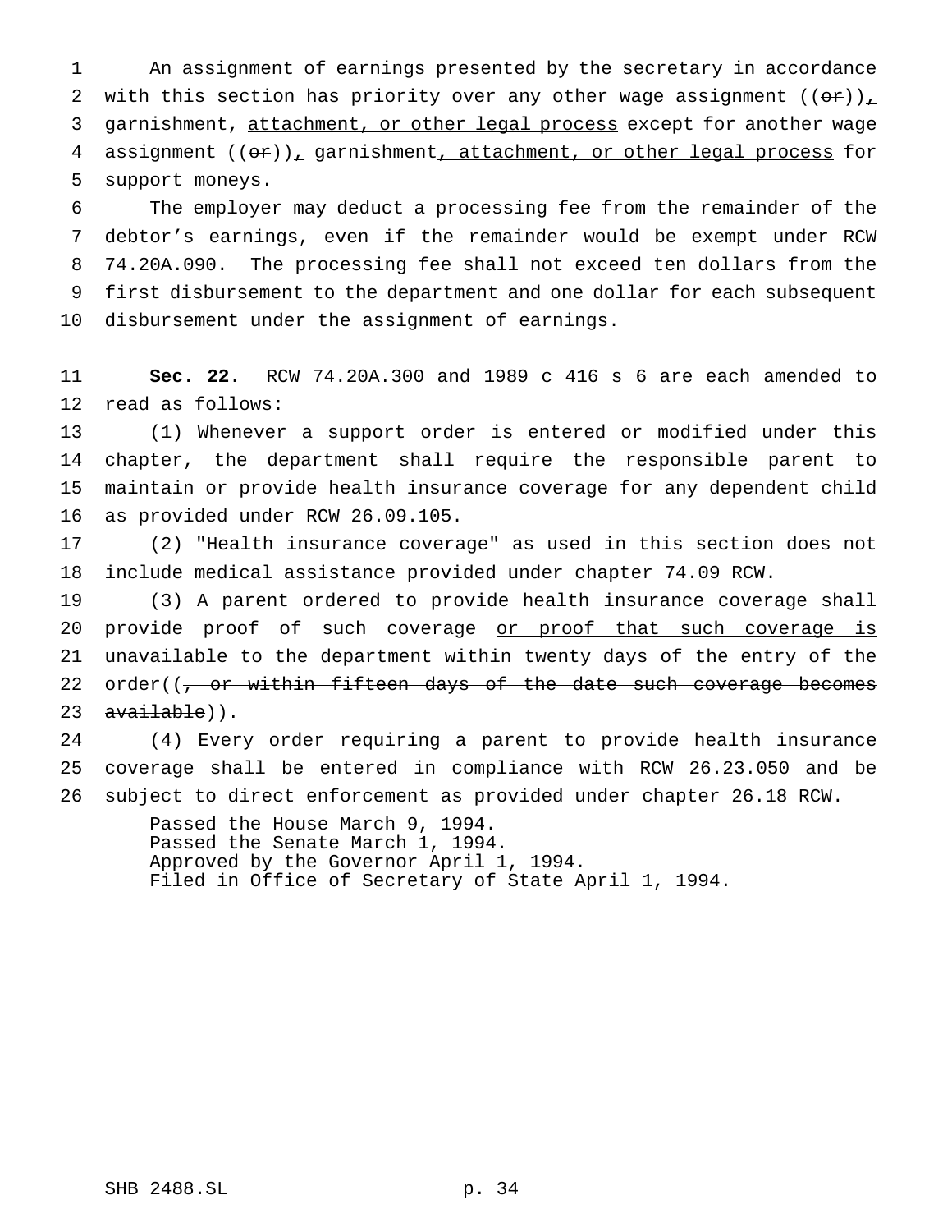An assignment of earnings presented by the secretary in accordance with this section has priority over any other wage assignment ((~~or~~))<u>,</u> garnishment, <u>attachment, or other legal process</u> except for another wage assignment ((~~or~~))<u>,</u> garnishment<u>, attachment, or other legal process</u> for support moneys.

The employer may deduct a processing fee from the remainder of the debtor's earnings, even if the remainder would be exempt under RCW 74.20A.090. The processing fee shall not exceed ten dollars from the first disbursement to the department and one dollar for each subsequent disbursement under the assignment of earnings.

**Sec. 22.** RCW 74.20A.300 and 1989 c 416 s 6 are each amended to read as follows:

(1) Whenever a support order is entered or modified under this chapter, the department shall require the responsible parent to maintain or provide health insurance coverage for any dependent child as provided under RCW 26.09.105.

(2) "Health insurance coverage" as used in this section does not include medical assistance provided under chapter 74.09 RCW.

(3) A parent ordered to provide health insurance coverage shall provide proof of such coverage <u>or proof that such coverage is unavailable</u> to the department within twenty days of the entry of the order((~~, or within fifteen days of the date such coverage becomes available~~)).

(4) Every order requiring a parent to provide health insurance coverage shall be entered in compliance with RCW 26.23.050 and be subject to direct enforcement as provided under chapter 26.18 RCW.

Passed the House March 9, 1994.
Passed the Senate March 1, 1994.
Approved by the Governor April 1, 1994.
Filed in Office of Secretary of State April 1, 1994.